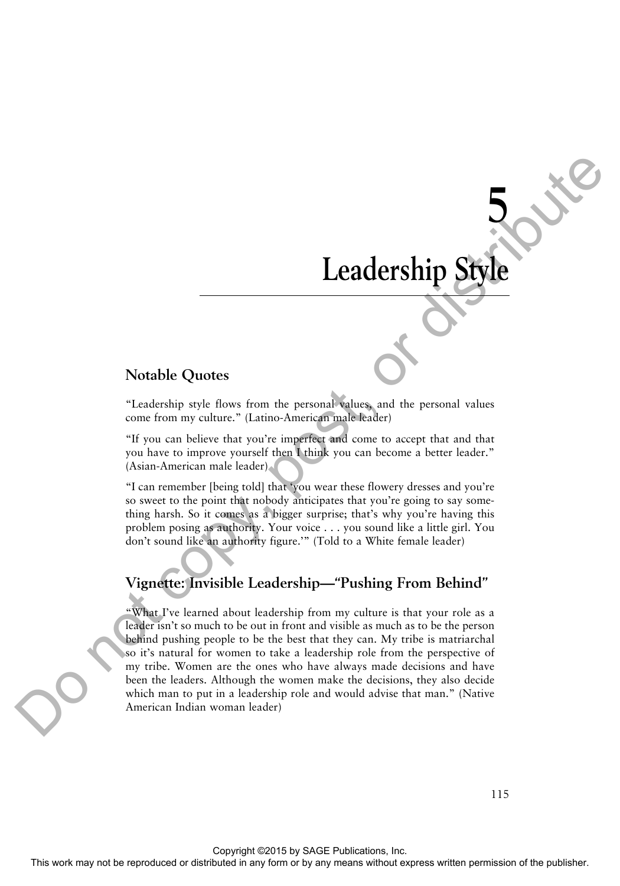# 5 Leadership Style

## Notable Quotes

"Leadership style flows from the personal values, and the personal values come from my culture." (Latino-American male leader)

"If you can believe that you're imperfect and come to accept that and that you have to improve yourself then I think you can become a better leader." (Asian-American male leader)

"I can remember [being told] that 'you wear these flowery dresses and you're so sweet to the point that nobody anticipates that you're going to say something harsh. So it comes as a bigger surprise; that's why you're having this problem posing as authority. Your voice . . . you sound like a little girl. You don't sound like an authority figure.'" (Told to a White female leader)

## Vignette: Invisible Leadership—"Pushing From Behind"

"What I've learned about leadership from my culture is that your role as a leader isn't so much to be out in front and visible as much as to be the person behind pushing people to be the best that they can. My tribe is matriarchal so it's natural for women to take a leadership role from the perspective of my tribe. Women are the ones who have always made decisions and have been the leaders. Although the women make the decisions, they also decide which man to put in a leadership role and would advise that man." (Native American Indian woman leader)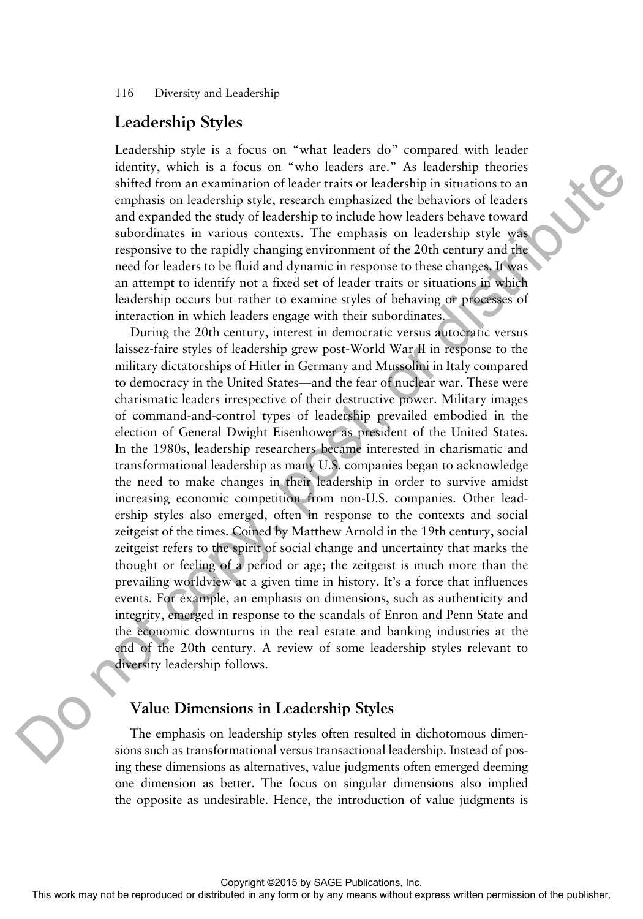## Leadership Styles

Leadership style is a focus on "what leaders do" compared with leader identity, which is a focus on "who leaders are." As leadership theories shifted from an examination of leader traits or leadership in situations to an emphasis on leadership style, research emphasized the behaviors of leaders and expanded the study of leadership to include how leaders behave toward subordinates in various contexts. The emphasis on leadership style was responsive to the rapidly changing environment of the 20th century and the need for leaders to be fluid and dynamic in response to these changes. It was an attempt to identify not a fixed set of leader traits or situations in which leadership occurs but rather to examine styles of behaving or processes of interaction in which leaders engage with their subordinates.

During the 20th century, interest in democratic versus autocratic versus laissez-faire styles of leadership grew post-World War II in response to the military dictatorships of Hitler in Germany and Mussolini in Italy compared to democracy in the United States—and the fear of nuclear war. These were charismatic leaders irrespective of their destructive power. Military images of command-and-control types of leadership prevailed embodied in the election of General Dwight Eisenhower as president of the United States. In the 1980s, leadership researchers became interested in charismatic and transformational leadership as many U.S. companies began to acknowledge the need to make changes in their leadership in order to survive amidst increasing economic competition from non-U.S. companies. Other leadership styles also emerged, often in response to the contexts and social zeitgeist of the times. Coined by Matthew Arnold in the 19th century, social zeitgeist refers to the spirit of social change and uncertainty that marks the thought or feeling of a period or age; the zeitgeist is much more than the prevailing worldview at a given time in history. It's a force that influences events. For example, an emphasis on dimensions, such as authenticity and integrity, emerged in response to the scandals of Enron and Penn State and the economic downturns in the real estate and banking industries at the end of the 20th century. A review of some leadership styles relevant to diversity leadership follows.

### Value Dimensions in Leadership Styles

The emphasis on leadership styles often resulted in dichotomous dimensions such as transformational versus transactional leadership. Instead of posing these dimensions as alternatives, value judgments often emerged deeming one dimension as better. The focus on singular dimensions also implied the opposite as undesirable. Hence, the introduction of value judgments is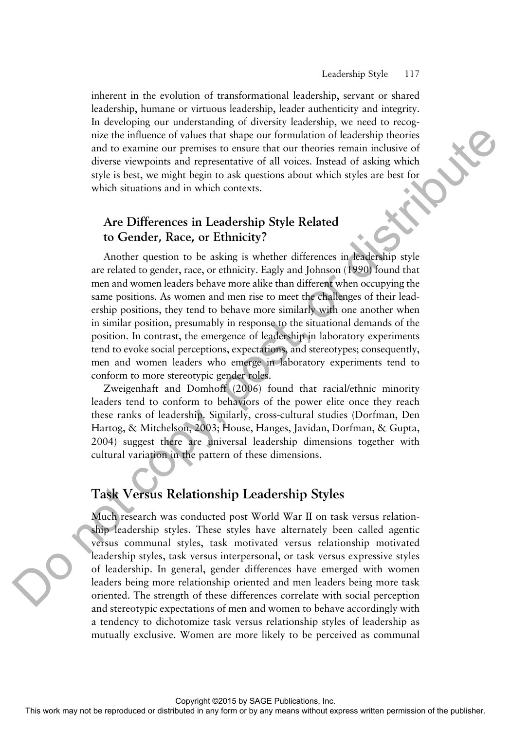inherent in the evolution of transformational leadership, servant or shared leadership, humane or virtuous leadership, leader authenticity and integrity. In developing our understanding of diversity leadership, we need to recognize the influence of values that shape our formulation of leadership theories and to examine our premises to ensure that our theories remain inclusive of diverse viewpoints and representative of all voices. Instead of asking which style is best, we might begin to ask questions about which styles are best for which situations and in which contexts.

### Are Differences in Leadership Style Related to Gender, Race, or Ethnicity?

Another question to be asking is whether differences in leadership style are related to gender, race, or ethnicity. Eagly and Johnson (1990) found that men and women leaders behave more alike than different when occupying the same positions. As women and men rise to meet the challenges of their leadership positions, they tend to behave more similarly with one another when in similar position, presumably in response to the situational demands of the position. In contrast, the emergence of leadership in laboratory experiments tend to evoke social perceptions, expectations, and stereotypes; consequently, men and women leaders who emerge in laboratory experiments tend to conform to more stereotypic gender roles.

Zweigenhaft and Domhoff (2006) found that racial/ethnic minority leaders tend to conform to behaviors of the power elite once they reach these ranks of leadership. Similarly, cross-cultural studies (Dorfman, Den Hartog, & Mitchelson, 2003; House, Hanges, Javidan, Dorfman, & Gupta, 2004) suggest there are universal leadership dimensions together with cultural variation in the pattern of these dimensions.

## Task Versus Relationship Leadership Styles

Much research was conducted post World War II on task versus relationship leadership styles. These styles have alternately been called agentic versus communal styles, task motivated versus relationship motivated leadership styles, task versus interpersonal, or task versus expressive styles of leadership. In general, gender differences have emerged with women leaders being more relationship oriented and men leaders being more task oriented. The strength of these differences correlate with social perception and stereotypic expectations of men and women to behave accordingly with a tendency to dichotomize task versus relationship styles of leadership as mutually exclusive. Women are more likely to be perceived as communal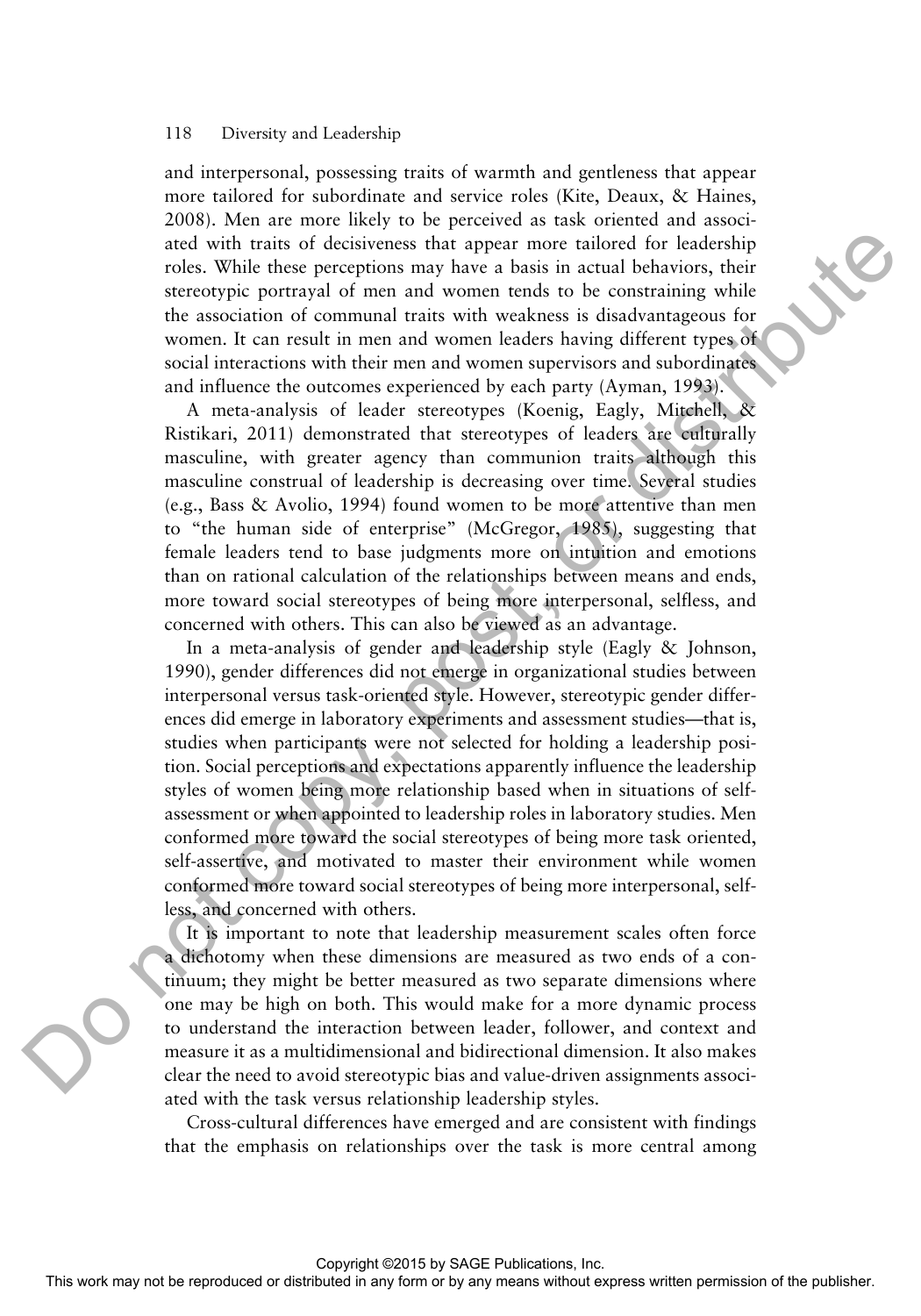and interpersonal, possessing traits of warmth and gentleness that appear more tailored for subordinate and service roles (Kite, Deaux, & Haines, 2008). Men are more likely to be perceived as task oriented and associated with traits of decisiveness that appear more tailored for leadership roles. While these perceptions may have a basis in actual behaviors, their stereotypic portrayal of men and women tends to be constraining while the association of communal traits with weakness is disadvantageous for women. It can result in men and women leaders having different types of social interactions with their men and women supervisors and subordinates and influence the outcomes experienced by each party (Ayman, 1993).

A meta-analysis of leader stereotypes (Koenig, Eagly, Mitchell, & Ristikari, 2011) demonstrated that stereotypes of leaders are culturally masculine, with greater agency than communion traits although this masculine construal of leadership is decreasing over time. Several studies (e.g., Bass & Avolio, 1994) found women to be more attentive than men to "the human side of enterprise" (McGregor, 1985), suggesting that female leaders tend to base judgments more on intuition and emotions than on rational calculation of the relationships between means and ends, more toward social stereotypes of being more interpersonal, selfless, and concerned with others. This can also be viewed as an advantage.

In a meta-analysis of gender and leadership style (Eagly & Johnson, 1990), gender differences did not emerge in organizational studies between interpersonal versus task-oriented style. However, stereotypic gender differences did emerge in laboratory experiments and assessment studies—that is, studies when participants were not selected for holding a leadership position. Social perceptions and expectations apparently influence the leadership styles of women being more relationship based when in situations of self-assessment or when appointed to leadership roles in laboratory studies. Men conformed more toward the social stereotypes of being more task oriented, self-assertive, and motivated to master their environment while women conformed more toward social stereotypes of being more interpersonal, selfless, and concerned with others.

It is important to note that leadership measurement scales often force a dichotomy when these dimensions are measured as two ends of a continuum; they might be better measured as two separate dimensions where one may be high on both. This would make for a more dynamic process to understand the interaction between leader, follower, and context and measure it as a multidimensional and bidirectional dimension. It also makes clear the need to avoid stereotypic bias and value-driven assignments associated with the task versus relationship leadership styles.

Cross-cultural differences have emerged and are consistent with findings that the emphasis on relationships over the task is more central among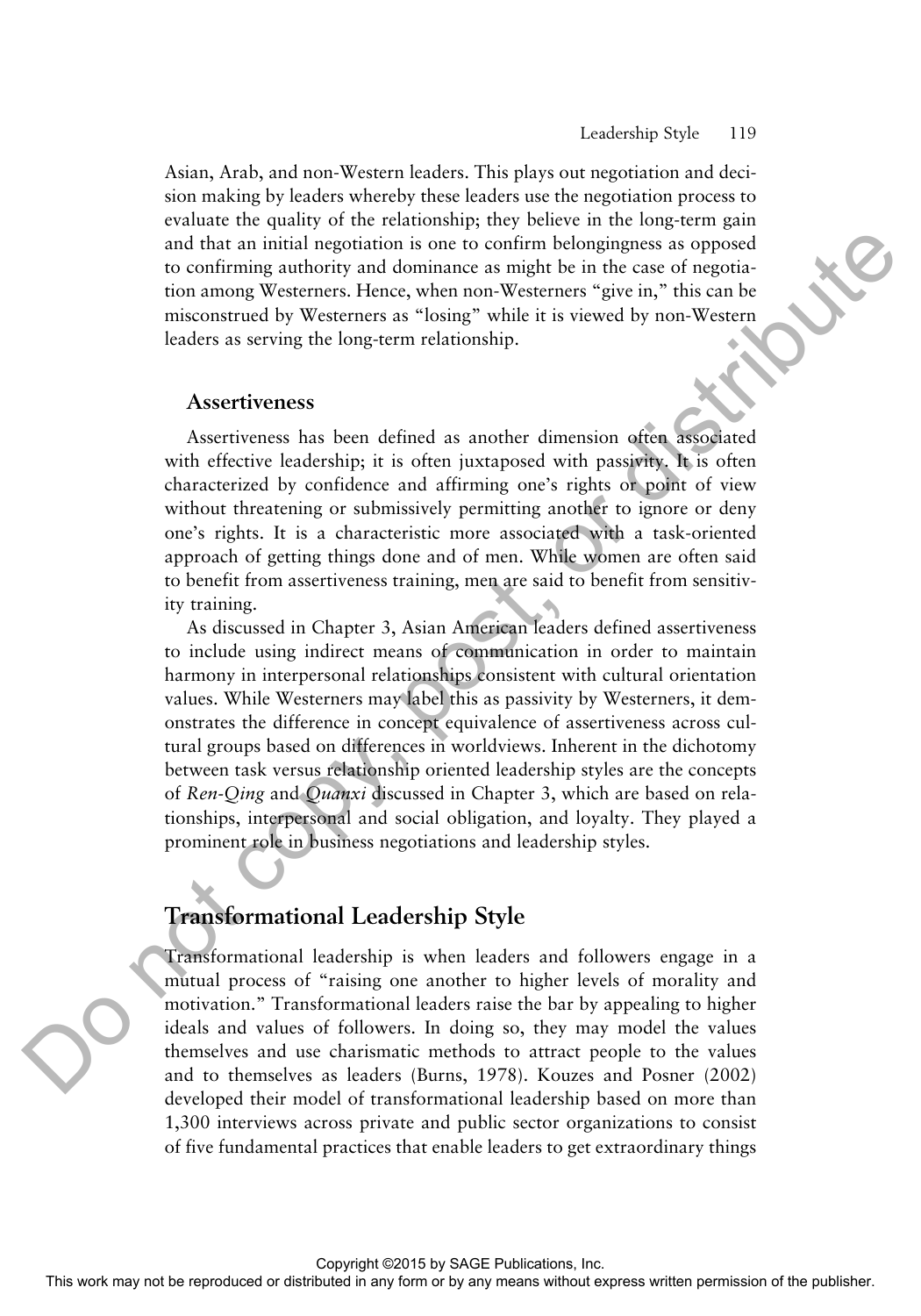Asian, Arab, and non-Western leaders. This plays out negotiation and decision making by leaders whereby these leaders use the negotiation process to evaluate the quality of the relationship; they believe in the long-term gain and that an initial negotiation is one to confirm belongingness as opposed to confirming authority and dominance as might be in the case of negotiation among Westerners. Hence, when non-Westerners "give in," this can be misconstrued by Westerners as "losing" while it is viewed by non-Western leaders as serving the long-term relationship.

### Assertiveness

Assertiveness has been defined as another dimension often associated with effective leadership; it is often juxtaposed with passivity. It is often characterized by confidence and affirming one's rights or point of view without threatening or submissively permitting another to ignore or deny one's rights. It is a characteristic more associated with a task-oriented approach of getting things done and of men. While women are often said to benefit from assertiveness training, men are said to benefit from sensitivity training.

As discussed in Chapter 3, Asian American leaders defined assertiveness to include using indirect means of communication in order to maintain harmony in interpersonal relationships consistent with cultural orientation values. While Westerners may label this as passivity by Westerners, it demonstrates the difference in concept equivalence of assertiveness across cultural groups based on differences in worldviews. Inherent in the dichotomy between task versus relationship oriented leadership styles are the concepts of *Ren-Qing* and *Quanxi* discussed in Chapter 3, which are based on relationships, interpersonal and social obligation, and loyalty. They played a prominent role in business negotiations and leadership styles.

## Transformational Leadership Style

Transformational leadership is when leaders and followers engage in a mutual process of "raising one another to higher levels of morality and motivation." Transformational leaders raise the bar by appealing to higher ideals and values of followers. In doing so, they may model the values themselves and use charismatic methods to attract people to the values and to themselves as leaders (Burns, 1978). Kouzes and Posner (2002) developed their model of transformational leadership based on more than 1,300 interviews across private and public sector organizations to consist of five fundamental practices that enable leaders to get extraordinary things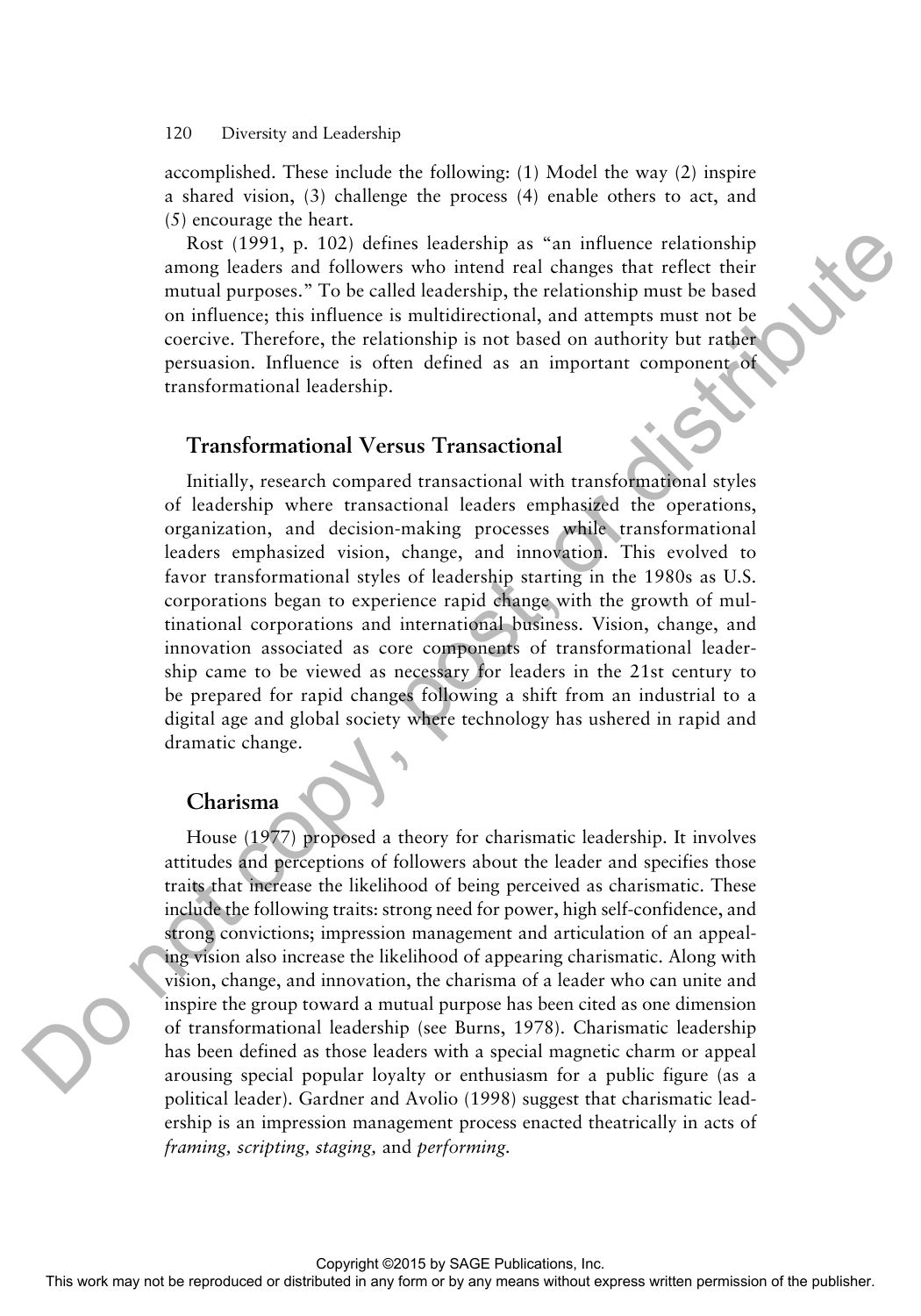accomplished. These include the following: (1) Model the way (2) inspire a shared vision, (3) challenge the process (4) enable others to act, and (5) encourage the heart.

Rost (1991, p. 102) defines leadership as "an influence relationship among leaders and followers who intend real changes that reflect their mutual purposes." To be called leadership, the relationship must be based on influence; this influence is multidirectional, and attempts must not be coercive. Therefore, the relationship is not based on authority but rather persuasion. Influence is often defined as an important component of transformational leadership.

## Transformational Versus Transactional

Initially, research compared transactional with transformational styles of leadership where transactional leaders emphasized the operations, organization, and decision-making processes while transformational leaders emphasized vision, change, and innovation. This evolved to favor transformational styles of leadership starting in the 1980s as U.S. corporations began to experience rapid change with the growth of multinational corporations and international business. Vision, change, and innovation associated as core components of transformational leadership came to be viewed as necessary for leaders in the 21st century to be prepared for rapid changes following a shift from an industrial to a digital age and global society where technology has ushered in rapid and dramatic change.

## Charisma

House (1977) proposed a theory for charismatic leadership. It involves attitudes and perceptions of followers about the leader and specifies those traits that increase the likelihood of being perceived as charismatic. These include the following traits: strong need for power, high self-confidence, and strong convictions; impression management and articulation of an appealing vision also increase the likelihood of appearing charismatic. Along with vision, change, and innovation, the charisma of a leader who can unite and inspire the group toward a mutual purpose has been cited as one dimension of transformational leadership (see Burns, 1978). Charismatic leadership has been defined as those leaders with a special magnetic charm or appeal arousing special popular loyalty or enthusiasm for a public figure (as a political leader). Gardner and Avolio (1998) suggest that charismatic leadership is an impression management process enacted theatrically in acts of *framing, scripting, staging,* and *performing.*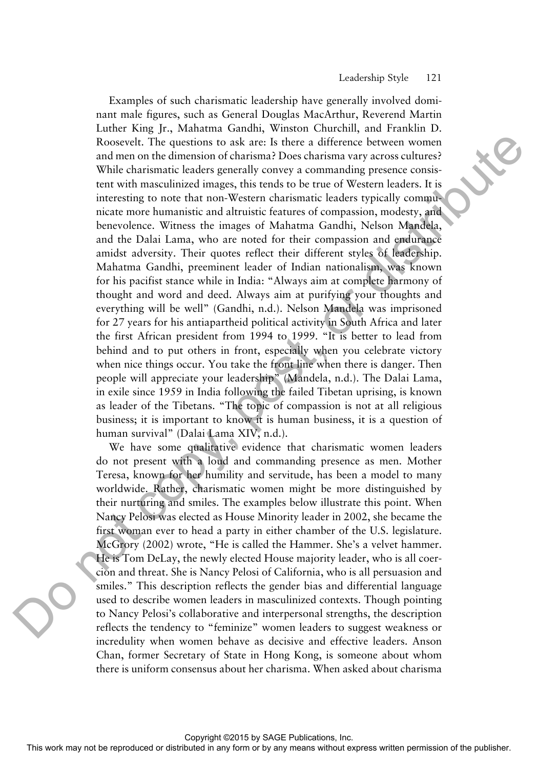Examples of such charismatic leadership have generally involved dominant male figures, such as General Douglas MacArthur, Reverend Martin Luther King Jr., Mahatma Gandhi, Winston Churchill, and Franklin D. Roosevelt. The questions to ask are: Is there a difference between women and men on the dimension of charisma? Does charisma vary across cultures? While charismatic leaders generally convey a commanding presence consistent with masculinized images, this tends to be true of Western leaders. It is interesting to note that non-Western charismatic leaders typically communicate more humanistic and altruistic features of compassion, modesty, and benevolence. Witness the images of Mahatma Gandhi, Nelson Mandela, and the Dalai Lama, who are noted for their compassion and endurance amidst adversity. Their quotes reflect their different styles of leadership. Mahatma Gandhi, preeminent leader of Indian nationalism, was known for his pacifist stance while in India: "Always aim at complete harmony of thought and word and deed. Always aim at purifying your thoughts and everything will be well" (Gandhi, n.d.). Nelson Mandela was imprisoned for 27 years for his antiapartheid political activity in South Africa and later the first African president from 1994 to 1999. "It is better to lead from behind and to put others in front, especially when you celebrate victory when nice things occur. You take the front line when there is danger. Then people will appreciate your leadership" (Mandela, n.d.). The Dalai Lama, in exile since 1959 in India following the failed Tibetan uprising, is known as leader of the Tibetans. "The topic of compassion is not at all religious business; it is important to know it is human business, it is a question of human survival" (Dalai Lama XIV, n.d.).

We have some qualitative evidence that charismatic women leaders do not present with a loud and commanding presence as men. Mother Teresa, known for her humility and servitude, has been a model to many worldwide. Rather, charismatic women might be more distinguished by their nurturing and smiles. The examples below illustrate this point. When Nancy Pelosi was elected as House Minority leader in 2002, she became the first woman ever to head a party in either chamber of the U.S. legislature. McGrory (2002) wrote, "He is called the Hammer. She's a velvet hammer. He is Tom DeLay, the newly elected House majority leader, who is all coercion and threat. She is Nancy Pelosi of California, who is all persuasion and smiles." This description reflects the gender bias and differential language used to describe women leaders in masculinized contexts. Though pointing to Nancy Pelosi's collaborative and interpersonal strengths, the description reflects the tendency to "feminize" women leaders to suggest weakness or incredulity when women behave as decisive and effective leaders. Anson Chan, former Secretary of State in Hong Kong, is someone about whom there is uniform consensus about her charisma. When asked about charisma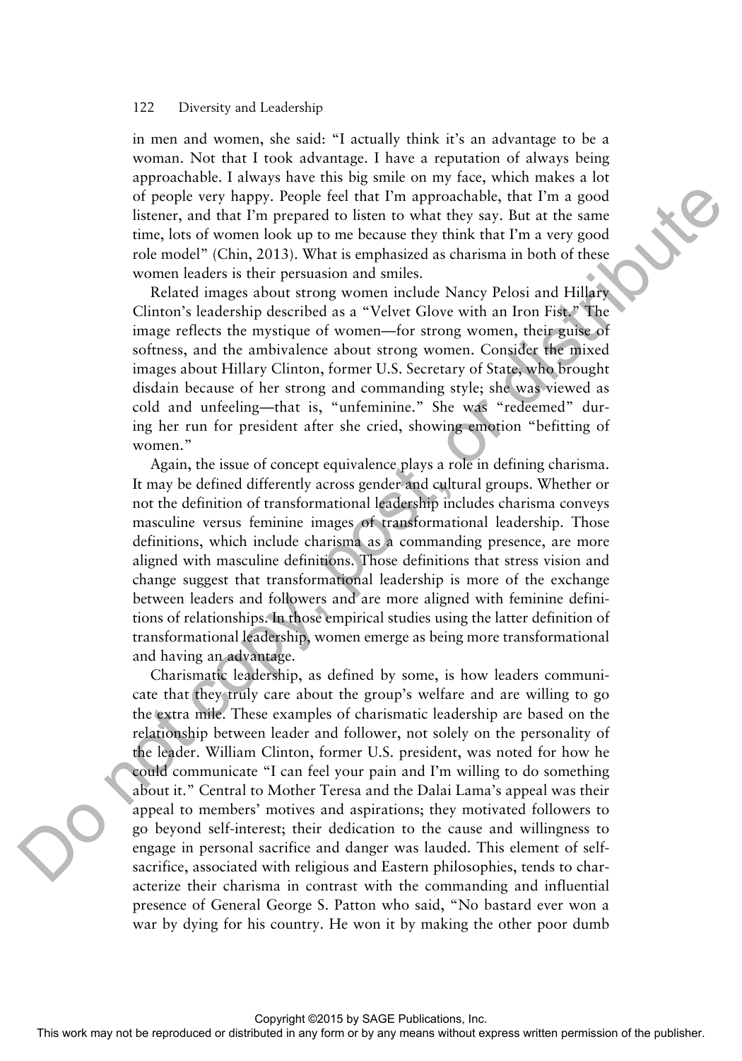in men and women, she said: "I actually think it's an advantage to be a woman. Not that I took advantage. I have a reputation of always being approachable. I always have this big smile on my face, which makes a lot of people very happy. People feel that I'm approachable, that I'm a good listener, and that I'm prepared to listen to what they say. But at the same time, lots of women look up to me because they think that I'm a very good role model" (Chin, 2013). What is emphasized as charisma in both of these women leaders is their persuasion and smiles.

Related images about strong women include Nancy Pelosi and Hillary Clinton's leadership described as a "Velvet Glove with an Iron Fist." The image reflects the mystique of women—for strong women, their guise of softness, and the ambivalence about strong women. Consider the mixed images about Hillary Clinton, former U.S. Secretary of State, who brought disdain because of her strong and commanding style; she was viewed as cold and unfeeling—that is, "unfeminine." She was "redeemed" during her run for president after she cried, showing emotion "befitting of women."

Again, the issue of concept equivalence plays a role in defining charisma. It may be defined differently across gender and cultural groups. Whether or not the definition of transformational leadership includes charisma conveys masculine versus feminine images of transformational leadership. Those definitions, which include charisma as a commanding presence, are more aligned with masculine definitions. Those definitions that stress vision and change suggest that transformational leadership is more of the exchange between leaders and followers and are more aligned with feminine definitions of relationships. In those empirical studies using the latter definition of transformational leadership, women emerge as being more transformational and having an advantage.

Charismatic leadership, as defined by some, is how leaders communicate that they truly care about the group's welfare and are willing to go the extra mile. These examples of charismatic leadership are based on the relationship between leader and follower, not solely on the personality of the leader. William Clinton, former U.S. president, was noted for how he could communicate "I can feel your pain and I'm willing to do something about it." Central to Mother Teresa and the Dalai Lama's appeal was their appeal to members' motives and aspirations; they motivated followers to go beyond self-interest; their dedication to the cause and willingness to engage in personal sacrifice and danger was lauded. This element of self-sacrifice, associated with religious and Eastern philosophies, tends to characterize their charisma in contrast with the commanding and influential presence of General George S. Patton who said, "No bastard ever won a war by dying for his country. He won it by making the other poor dumb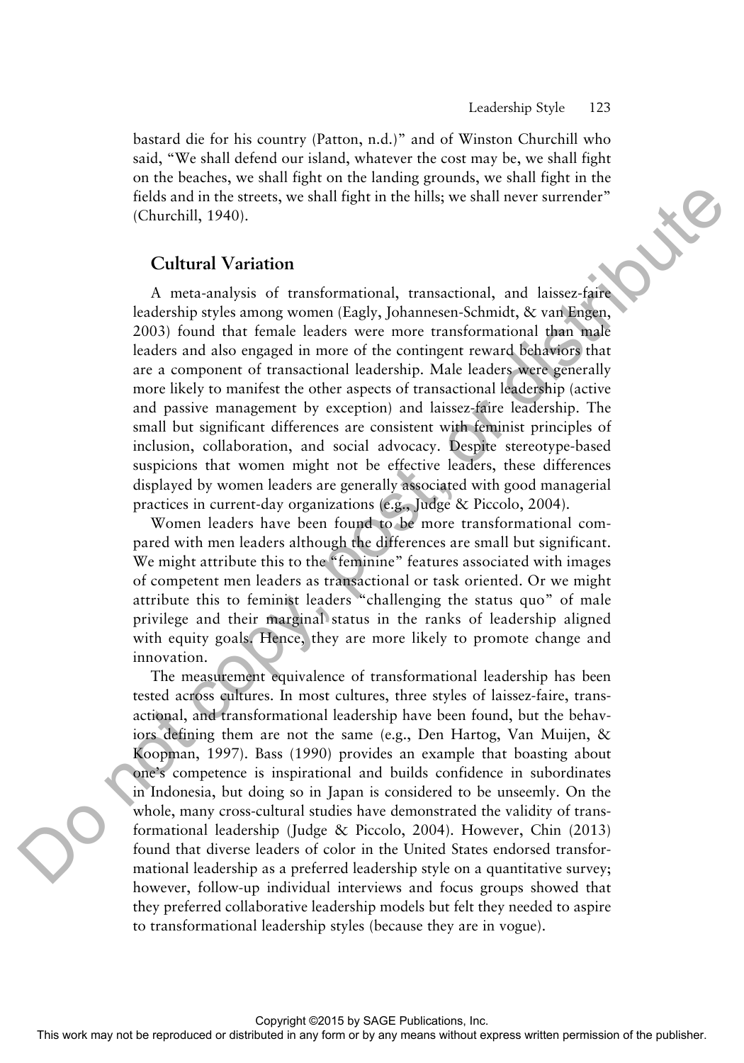bastard die for his country (Patton, n.d.)" and of Winston Churchill who said, "We shall defend our island, whatever the cost may be, we shall fight on the beaches, we shall fight on the landing grounds, we shall fight in the fields and in the streets, we shall fight in the hills; we shall never surrender" (Churchill, 1940).

## Cultural Variation

A meta-analysis of transformational, transactional, and laissez-faire leadership styles among women (Eagly, Johannesen-Schmidt, & van Engen, 2003) found that female leaders were more transformational than male leaders and also engaged in more of the contingent reward behaviors that are a component of transactional leadership. Male leaders were generally more likely to manifest the other aspects of transactional leadership (active and passive management by exception) and laissez-faire leadership. The small but significant differences are consistent with feminist principles of inclusion, collaboration, and social advocacy. Despite stereotype-based suspicions that women might not be effective leaders, these differences displayed by women leaders are generally associated with good managerial practices in current-day organizations (e.g., Judge & Piccolo, 2004).

Women leaders have been found to be more transformational compared with men leaders although the differences are small but significant. We might attribute this to the "feminine" features associated with images of competent men leaders as transactional or task oriented. Or we might attribute this to feminist leaders "challenging the status quo" of male privilege and their marginal status in the ranks of leadership aligned with equity goals. Hence, they are more likely to promote change and innovation.

The measurement equivalence of transformational leadership has been tested across cultures. In most cultures, three styles of laissez-faire, transactional, and transformational leadership have been found, but the behaviors defining them are not the same (e.g., Den Hartog, Van Muijen, & Koopman, 1997). Bass (1990) provides an example that boasting about one's competence is inspirational and builds confidence in subordinates in Indonesia, but doing so in Japan is considered to be unseemly. On the whole, many cross-cultural studies have demonstrated the validity of transformational leadership (Judge & Piccolo, 2004). However, Chin (2013) found that diverse leaders of color in the United States endorsed transformational leadership as a preferred leadership style on a quantitative survey; however, follow-up individual interviews and focus groups showed that they preferred collaborative leadership models but felt they needed to aspire to transformational leadership styles (because they are in vogue).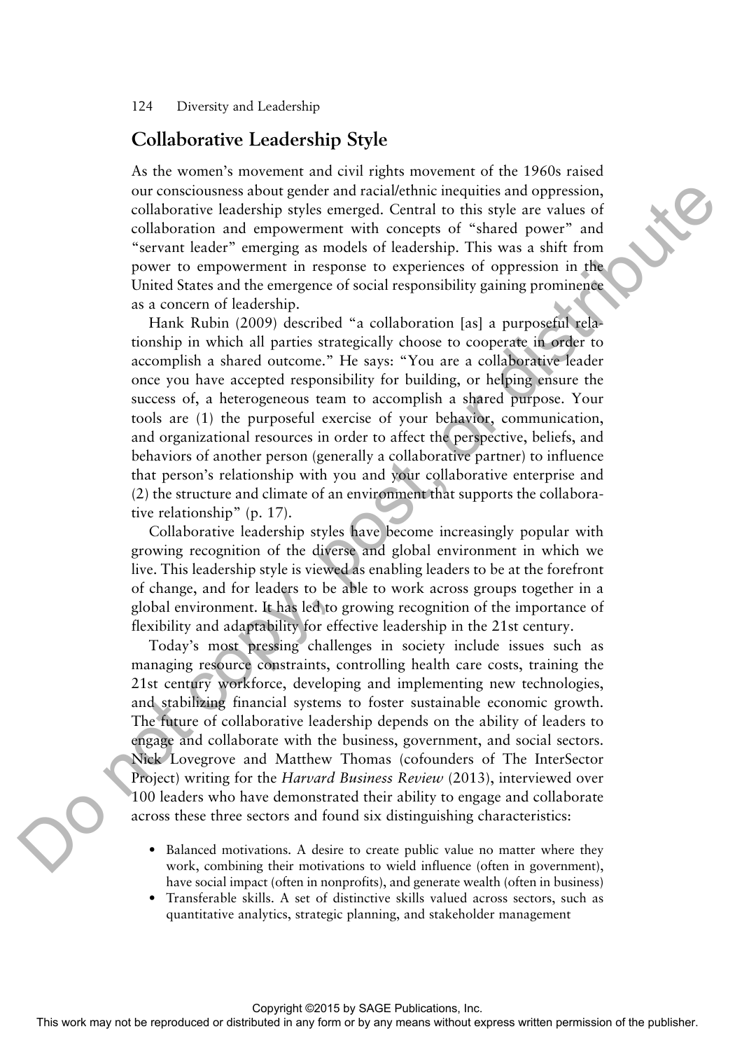## Collaborative Leadership Style

As the women's movement and civil rights movement of the 1960s raised our consciousness about gender and racial/ethnic inequities and oppression, collaborative leadership styles emerged. Central to this style are values of collaboration and empowerment with concepts of "shared power" and "servant leader" emerging as models of leadership. This was a shift from power to empowerment in response to experiences of oppression in the United States and the emergence of social responsibility gaining prominence as a concern of leadership.

Hank Rubin (2009) described "a collaboration [as] a purposeful relationship in which all parties strategically choose to cooperate in order to accomplish a shared outcome." He says: "You are a collaborative leader once you have accepted responsibility for building, or helping ensure the success of, a heterogeneous team to accomplish a shared purpose. Your tools are (1) the purposeful exercise of your behavior, communication, and organizational resources in order to affect the perspective, beliefs, and behaviors of another person (generally a collaborative partner) to influence that person's relationship with you and your collaborative enterprise and (2) the structure and climate of an environment that supports the collaborative relationship" (p. 17).

Collaborative leadership styles have become increasingly popular with growing recognition of the diverse and global environment in which we live. This leadership style is viewed as enabling leaders to be at the forefront of change, and for leaders to be able to work across groups together in a global environment. It has led to growing recognition of the importance of flexibility and adaptability for effective leadership in the 21st century.

Today's most pressing challenges in society include issues such as managing resource constraints, controlling health care costs, training the 21st century workforce, developing and implementing new technologies, and stabilizing financial systems to foster sustainable economic growth. The future of collaborative leadership depends on the ability of leaders to engage and collaborate with the business, government, and social sectors. Nick Lovegrove and Matthew Thomas (cofounders of The InterSector Project) writing for the *Harvard Business Review* (2013), interviewed over 100 leaders who have demonstrated their ability to engage and collaborate across these three sectors and found six distinguishing characteristics:

- Balanced motivations. A desire to create public value no matter where they work, combining their motivations to wield influence (often in government), have social impact (often in nonprofits), and generate wealth (often in business)
- Transferable skills. A set of distinctive skills valued across sectors, such as quantitative analytics, strategic planning, and stakeholder management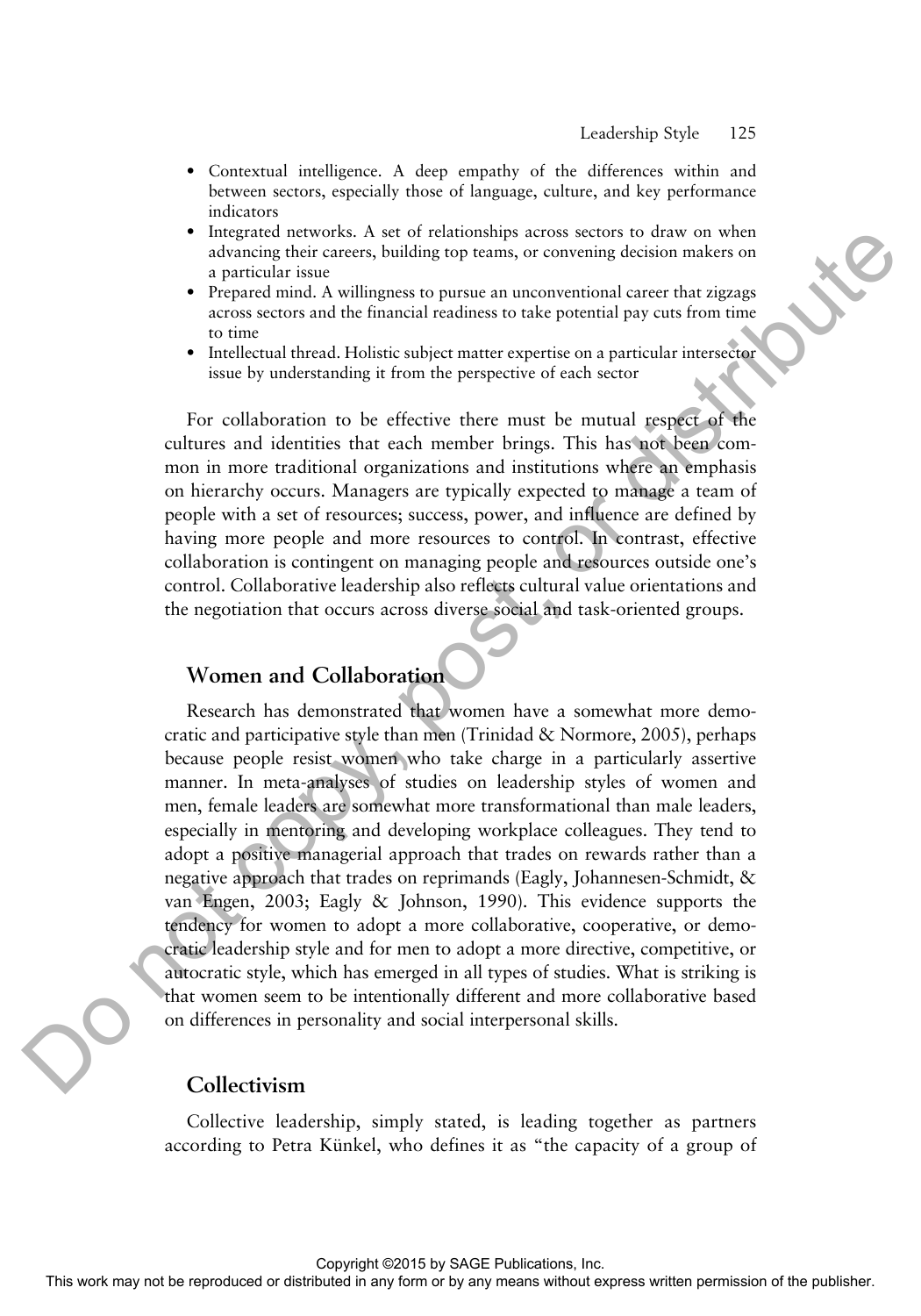- Contextual intelligence. A deep empathy of the differences within and between sectors, especially those of language, culture, and key performance indicators
- Integrated networks. A set of relationships across sectors to draw on when advancing their careers, building top teams, or convening decision makers on a particular issue
- Prepared mind. A willingness to pursue an unconventional career that zigzags across sectors and the financial readiness to take potential pay cuts from time to time
- Intellectual thread. Holistic subject matter expertise on a particular intersector issue by understanding it from the perspective of each sector

For collaboration to be effective there must be mutual respect of the cultures and identities that each member brings. This has not been common in more traditional organizations and institutions where an emphasis on hierarchy occurs. Managers are typically expected to manage a team of people with a set of resources; success, power, and influence are defined by having more people and more resources to control. In contrast, effective collaboration is contingent on managing people and resources outside one's control. Collaborative leadership also reflects cultural value orientations and the negotiation that occurs across diverse social and task-oriented groups.

## Women and Collaboration

Research has demonstrated that women have a somewhat more democratic and participative style than men (Trinidad & Normore, 2005), perhaps because people resist women who take charge in a particularly assertive manner. In meta-analyses of studies on leadership styles of women and men, female leaders are somewhat more transformational than male leaders, especially in mentoring and developing workplace colleagues. They tend to adopt a positive managerial approach that trades on rewards rather than a negative approach that trades on reprimands (Eagly, Johannesen-Schmidt, & van Engen, 2003; Eagly & Johnson, 1990). This evidence supports the tendency for women to adopt a more collaborative, cooperative, or democratic leadership style and for men to adopt a more directive, competitive, or autocratic style, which has emerged in all types of studies. What is striking is that women seem to be intentionally different and more collaborative based on differences in personality and social interpersonal skills.

## Collectivism

Collective leadership, simply stated, is leading together as partners according to Petra Künkel, who defines it as "the capacity of a group of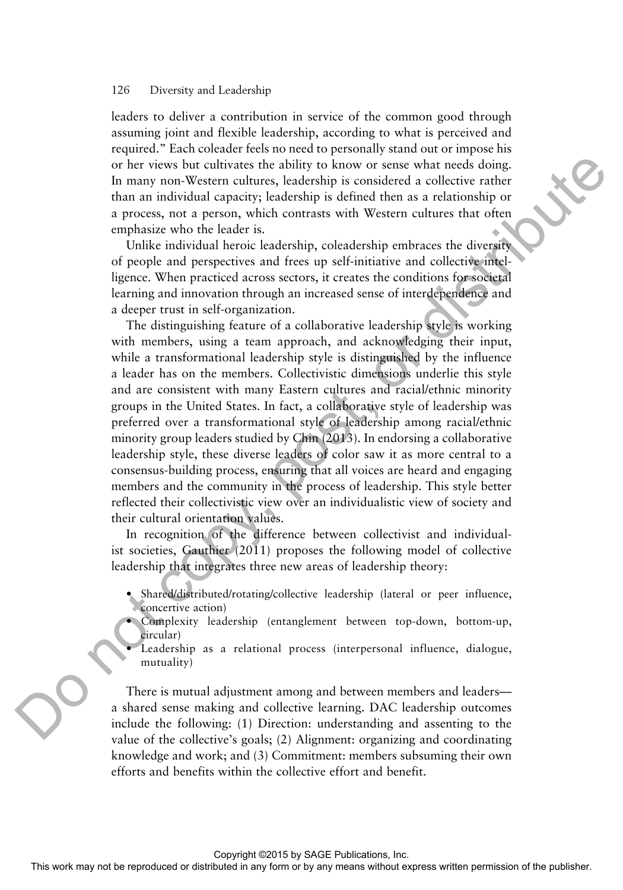leaders to deliver a contribution in service of the common good through assuming joint and flexible leadership, according to what is perceived and required." Each coleader feels no need to personally stand out or impose his or her views but cultivates the ability to know or sense what needs doing. In many non-Western cultures, leadership is considered a collective rather than an individual capacity; leadership is defined then as a relationship or a process, not a person, which contrasts with Western cultures that often emphasize who the leader is.

Unlike individual heroic leadership, coleadership embraces the diversity of people and perspectives and frees up self-initiative and collective intelligence. When practiced across sectors, it creates the conditions for societal learning and innovation through an increased sense of interdependence and a deeper trust in self-organization.

The distinguishing feature of a collaborative leadership style is working with members, using a team approach, and acknowledging their input, while a transformational leadership style is distinguished by the influence a leader has on the members. Collectivistic dimensions underlie this style and are consistent with many Eastern cultures and racial/ethnic minority groups in the United States. In fact, a collaborative style of leadership was preferred over a transformational style of leadership among racial/ethnic minority group leaders studied by Chin (2013). In endorsing a collaborative leadership style, these diverse leaders of color saw it as more central to a consensus-building process, ensuring that all voices are heard and engaging members and the community in the process of leadership. This style better reflected their collectivistic view over an individualistic view of society and their cultural orientation values.

In recognition of the difference between collectivist and individualist societies, Gauthier (2011) proposes the following model of collective leadership that integrates three new areas of leadership theory:

- Shared/distributed/rotating/collective leadership (lateral or peer influence, concertive action)
- Complexity leadership (entanglement between top-down, bottom-up, circular)
- Leadership as a relational process (interpersonal influence, dialogue, mutuality)

There is mutual adjustment among and between members and leaders—a shared sense making and collective learning. DAC leadership outcomes include the following: (1) Direction: understanding and assenting to the value of the collective's goals; (2) Alignment: organizing and coordinating knowledge and work; and (3) Commitment: members subsuming their own efforts and benefits within the collective effort and benefit.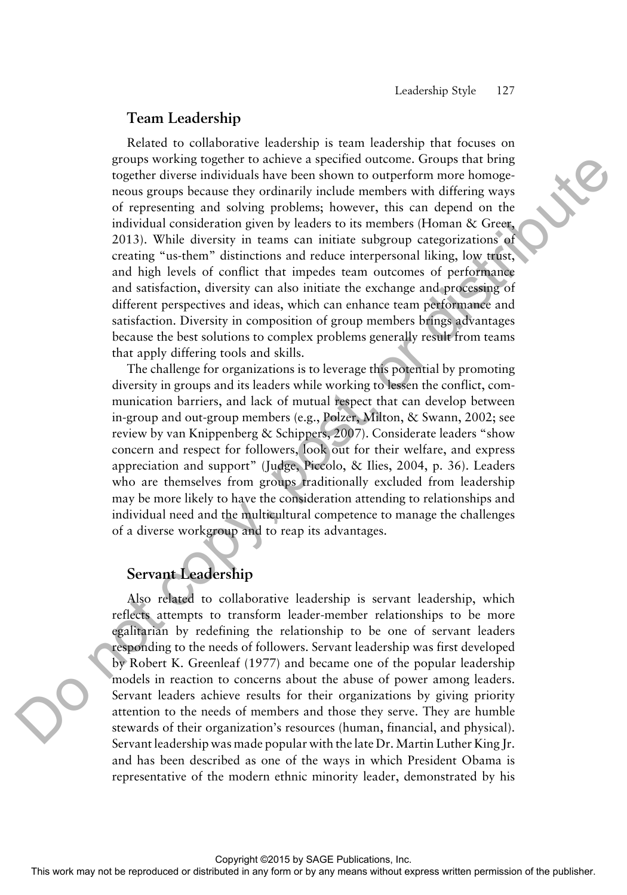## Team Leadership

Related to collaborative leadership is team leadership that focuses on groups working together to achieve a specified outcome. Groups that bring together diverse individuals have been shown to outperform more homogeneous groups because they ordinarily include members with differing ways of representing and solving problems; however, this can depend on the individual consideration given by leaders to its members (Homan & Greer, 2013). While diversity in teams can initiate subgroup categorizations of creating "us-them" distinctions and reduce interpersonal liking, low trust, and high levels of conflict that impedes team outcomes of performance and satisfaction, diversity can also initiate the exchange and processing of different perspectives and ideas, which can enhance team performance and satisfaction. Diversity in composition of group members brings advantages because the best solutions to complex problems generally result from teams that apply differing tools and skills.

The challenge for organizations is to leverage this potential by promoting diversity in groups and its leaders while working to lessen the conflict, communication barriers, and lack of mutual respect that can develop between in-group and out-group members (e.g., Polzer, Milton, & Swann, 2002; see review by van Knippenberg & Schippers, 2007). Considerate leaders "show concern and respect for followers, look out for their welfare, and express appreciation and support" (Judge, Piccolo, & Ilies, 2004, p. 36). Leaders who are themselves from groups traditionally excluded from leadership may be more likely to have the consideration attending to relationships and individual need and the multicultural competence to manage the challenges of a diverse workgroup and to reap its advantages.

## Servant Leadership

Also related to collaborative leadership is servant leadership, which reflects attempts to transform leader-member relationships to be more egalitarian by redefining the relationship to be one of servant leaders responding to the needs of followers. Servant leadership was first developed by Robert K. Greenleaf (1977) and became one of the popular leadership models in reaction to concerns about the abuse of power among leaders. Servant leaders achieve results for their organizations by giving priority attention to the needs of members and those they serve. They are humble stewards of their organization's resources (human, financial, and physical). Servant leadership was made popular with the late Dr. Martin Luther King Jr. and has been described as one of the ways in which President Obama is representative of the modern ethnic minority leader, demonstrated by his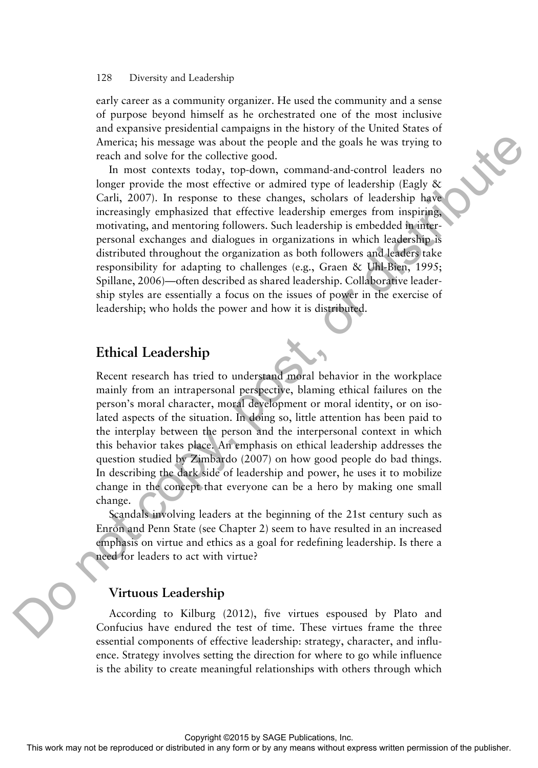early career as a community organizer. He used the community and a sense of purpose beyond himself as he orchestrated one of the most inclusive and expansive presidential campaigns in the history of the United States of America; his message was about the people and the goals he was trying to reach and solve for the collective good.

In most contexts today, top-down, command-and-control leaders no longer provide the most effective or admired type of leadership (Eagly & Carli, 2007). In response to these changes, scholars of leadership have increasingly emphasized that effective leadership emerges from inspiring, motivating, and mentoring followers. Such leadership is embedded in interpersonal exchanges and dialogues in organizations in which leadership is distributed throughout the organization as both followers and leaders take responsibility for adapting to challenges (e.g., Graen & Uhl-Bien, 1995; Spillane, 2006)—often described as shared leadership. Collaborative leadership styles are essentially a focus on the issues of power in the exercise of leadership; who holds the power and how it is distributed.

## Ethical Leadership

Recent research has tried to understand moral behavior in the workplace mainly from an intrapersonal perspective, blaming ethical failures on the person's moral character, moral development or moral identity, or on isolated aspects of the situation. In doing so, little attention has been paid to the interplay between the person and the interpersonal context in which this behavior takes place. An emphasis on ethical leadership addresses the question studied by Zimbardo (2007) on how good people do bad things. In describing the dark side of leadership and power, he uses it to mobilize change in the concept that everyone can be a hero by making one small change.

Scandals involving leaders at the beginning of the 21st century such as Enron and Penn State (see Chapter 2) seem to have resulted in an increased emphasis on virtue and ethics as a goal for redefining leadership. Is there a need for leaders to act with virtue?

### Virtuous Leadership

According to Kilburg (2012), five virtues espoused by Plato and Confucius have endured the test of time. These virtues frame the three essential components of effective leadership: strategy, character, and influence. Strategy involves setting the direction for where to go while influence is the ability to create meaningful relationships with others through which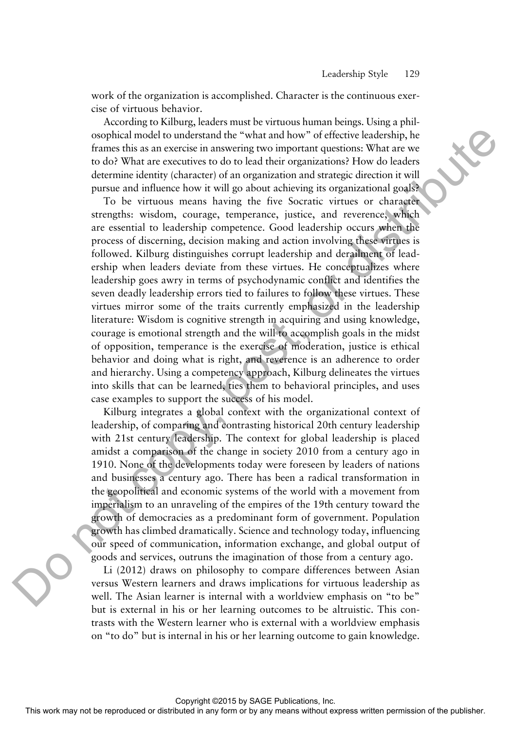work of the organization is accomplished. Character is the continuous exercise of virtuous behavior.

According to Kilburg, leaders must be virtuous human beings. Using a philosophical model to understand the "what and how" of effective leadership, he frames this as an exercise in answering two important questions: What are we to do? What are executives to do to lead their organizations? How do leaders determine identity (character) of an organization and strategic direction it will pursue and influence how it will go about achieving its organizational goals?

To be virtuous means having the five Socratic virtues or character strengths: wisdom, courage, temperance, justice, and reverence, which are essential to leadership competence. Good leadership occurs when the process of discerning, decision making and action involving these virtues is followed. Kilburg distinguishes corrupt leadership and derailment of leadership when leaders deviate from these virtues. He conceptualizes where leadership goes awry in terms of psychodynamic conflict and identifies the seven deadly leadership errors tied to failures to follow these virtues. These virtues mirror some of the traits currently emphasized in the leadership literature: Wisdom is cognitive strength in acquiring and using knowledge, courage is emotional strength and the will to accomplish goals in the midst of opposition, temperance is the exercise of moderation, justice is ethical behavior and doing what is right, and reverence is an adherence to order and hierarchy. Using a competency approach, Kilburg delineates the virtues into skills that can be learned, ties them to behavioral principles, and uses case examples to support the success of his model.

Kilburg integrates a global context with the organizational context of leadership, of comparing and contrasting historical 20th century leadership with 21st century leadership. The context for global leadership is placed amidst a comparison of the change in society 2010 from a century ago in 1910. None of the developments today were foreseen by leaders of nations and businesses a century ago. There has been a radical transformation in the geopolitical and economic systems of the world with a movement from imperialism to an unraveling of the empires of the 19th century toward the growth of democracies as a predominant form of government. Population growth has climbed dramatically. Science and technology today, influencing our speed of communication, information exchange, and global output of goods and services, outruns the imagination of those from a century ago.

Li (2012) draws on philosophy to compare differences between Asian versus Western learners and draws implications for virtuous leadership as well. The Asian learner is internal with a worldview emphasis on "to be" but is external in his or her learning outcomes to be altruistic. This contrasts with the Western learner who is external with a worldview emphasis on "to do" but is internal in his or her learning outcome to gain knowledge.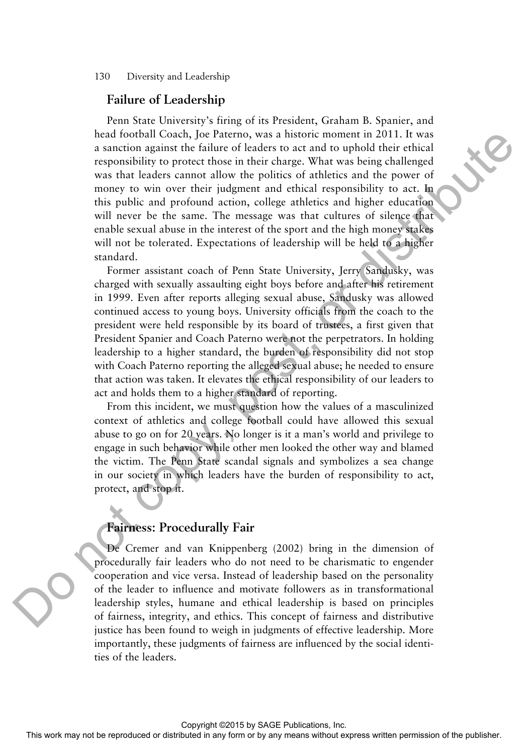## Failure of Leadership

Penn State University's firing of its President, Graham B. Spanier, and head football Coach, Joe Paterno, was a historic moment in 2011. It was a sanction against the failure of leaders to act and to uphold their ethical responsibility to protect those in their charge. What was being challenged was that leaders cannot allow the politics of athletics and the power of money to win over their judgment and ethical responsibility to act. In this public and profound action, college athletics and higher education will never be the same. The message was that cultures of silence that enable sexual abuse in the interest of the sport and the high money stakes will not be tolerated. Expectations of leadership will be held to a higher standard.

Former assistant coach of Penn State University, Jerry Sandusky, was charged with sexually assaulting eight boys before and after his retirement in 1999. Even after reports alleging sexual abuse, Sandusky was allowed continued access to young boys. University officials from the coach to the president were held responsible by its board of trustees, a first given that President Spanier and Coach Paterno were not the perpetrators. In holding leadership to a higher standard, the burden of responsibility did not stop with Coach Paterno reporting the alleged sexual abuse; he needed to ensure that action was taken. It elevates the ethical responsibility of our leaders to act and holds them to a higher standard of reporting.

From this incident, we must question how the values of a masculinized context of athletics and college football could have allowed this sexual abuse to go on for 20 years. No longer is it a man's world and privilege to engage in such behavior while other men looked the other way and blamed the victim. The Penn State scandal signals and symbolizes a sea change in our society in which leaders have the burden of responsibility to act, protect, and stop it.

## Fairness: Procedurally Fair

De Cremer and van Knippenberg (2002) bring in the dimension of procedurally fair leaders who do not need to be charismatic to engender cooperation and vice versa. Instead of leadership based on the personality of the leader to influence and motivate followers as in transformational leadership styles, humane and ethical leadership is based on principles of fairness, integrity, and ethics. This concept of fairness and distributive justice has been found to weigh in judgments of effective leadership. More importantly, these judgments of fairness are influenced by the social identities of the leaders.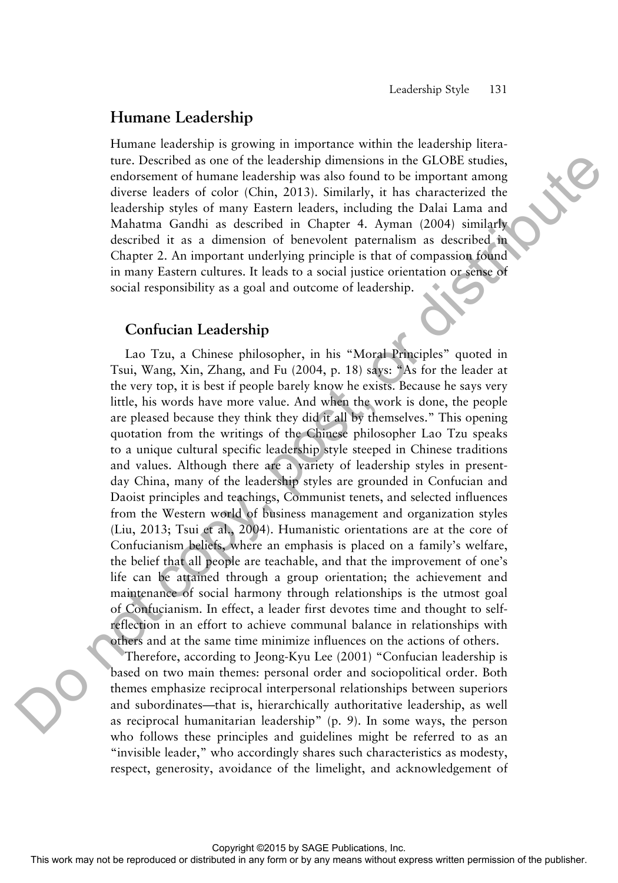## Humane Leadership

Humane leadership is growing in importance within the leadership literature. Described as one of the leadership dimensions in the GLOBE studies, endorsement of humane leadership was also found to be important among diverse leaders of color (Chin, 2013). Similarly, it has characterized the leadership styles of many Eastern leaders, including the Dalai Lama and Mahatma Gandhi as described in Chapter 4. Ayman (2004) similarly described it as a dimension of benevolent paternalism as described in Chapter 2. An important underlying principle is that of compassion found in many Eastern cultures. It leads to a social justice orientation or sense of social responsibility as a goal and outcome of leadership.

### Confucian Leadership

Lao Tzu, a Chinese philosopher, in his "Moral Principles" quoted in Tsui, Wang, Xin, Zhang, and Fu (2004, p. 18) says: "As for the leader at the very top, it is best if people barely know he exists. Because he says very little, his words have more value. And when the work is done, the people are pleased because they think they did it all by themselves." This opening quotation from the writings of the Chinese philosopher Lao Tzu speaks to a unique cultural specific leadership style steeped in Chinese traditions and values. Although there are a variety of leadership styles in present-day China, many of the leadership styles are grounded in Confucian and Daoist principles and teachings, Communist tenets, and selected influences from the Western world of business management and organization styles (Liu, 2013; Tsui et al., 2004). Humanistic orientations are at the core of Confucianism beliefs, where an emphasis is placed on a family's welfare, the belief that all people are teachable, and that the improvement of one's life can be attained through a group orientation; the achievement and maintenance of social harmony through relationships is the utmost goal of Confucianism. In effect, a leader first devotes time and thought to self-reflection in an effort to achieve communal balance in relationships with others and at the same time minimize influences on the actions of others.

Therefore, according to Jeong-Kyu Lee (2001) "Confucian leadership is based on two main themes: personal order and sociopolitical order. Both themes emphasize reciprocal interpersonal relationships between superiors and subordinates—that is, hierarchically authoritative leadership, as well as reciprocal humanitarian leadership" (p. 9). In some ways, the person who follows these principles and guidelines might be referred to as an "invisible leader," who accordingly shares such characteristics as modesty, respect, generosity, avoidance of the limelight, and acknowledgement of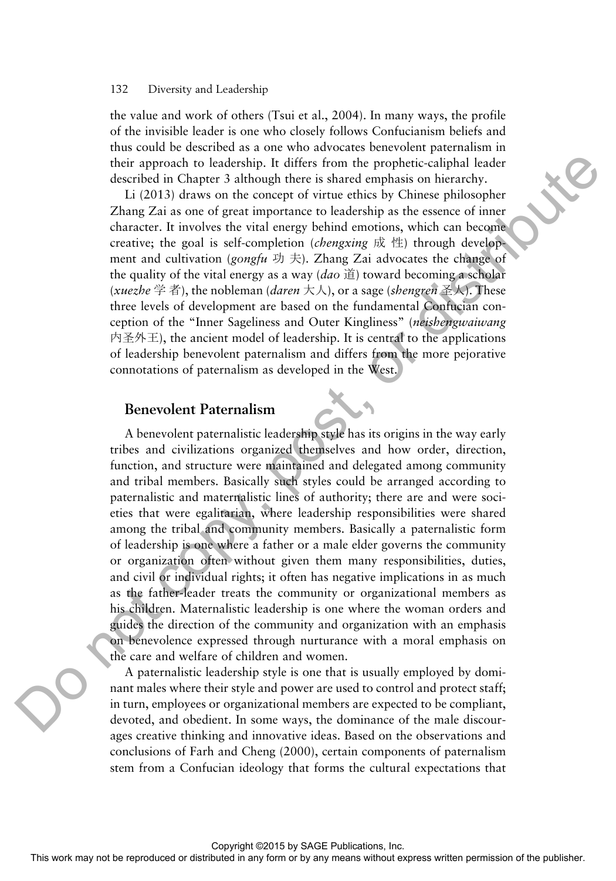the value and work of others (Tsui et al., 2004). In many ways, the profile of the invisible leader is one who closely follows Confucianism beliefs and thus could be described as a one who advocates benevolent paternalism in their approach to leadership. It differs from the prophetic-caliphal leader described in Chapter 3 although there is shared emphasis on hierarchy.

Li (2013) draws on the concept of virtue ethics by Chinese philosopher Zhang Zai as one of great importance to leadership as the essence of inner character. It involves the vital energy behind emotions, which can become creative; the goal is self-completion (*chengxing* 成 性) through development and cultivation (*gongfu* 功 夫). Zhang Zai advocates the change of the quality of the vital energy as a way (*dao* 道) toward becoming a scholar (*xuezhe* 学 者), the nobleman (*daren* 大人), or a sage (*shengren* 圣人). These three levels of development are based on the fundamental Confucian conception of the "Inner Sageliness and Outer Kingliness" (*neishengwaiwang* 内圣外王), the ancient model of leadership. It is central to the applications of leadership benevolent paternalism and differs from the more pejorative connotations of paternalism as developed in the West.

## Benevolent Paternalism

A benevolent paternalistic leadership style has its origins in the way early tribes and civilizations organized themselves and how order, direction, function, and structure were maintained and delegated among community and tribal members. Basically such styles could be arranged according to paternalistic and maternalistic lines of authority; there are and were societies that were egalitarian, where leadership responsibilities were shared among the tribal and community members. Basically a paternalistic form of leadership is one where a father or a male elder governs the community or organization often without given them many responsibilities, duties, and civil or individual rights; it often has negative implications in as much as the father-leader treats the community or organizational members as his children. Maternalistic leadership is one where the woman orders and guides the direction of the community and organization with an emphasis on benevolence expressed through nurturance with a moral emphasis on the care and welfare of children and women.

A paternalistic leadership style is one that is usually employed by dominant males where their style and power are used to control and protect staff; in turn, employees or organizational members are expected to be compliant, devoted, and obedient. In some ways, the dominance of the male discourages creative thinking and innovative ideas. Based on the observations and conclusions of Farh and Cheng (2000), certain components of paternalism stem from a Confucian ideology that forms the cultural expectations that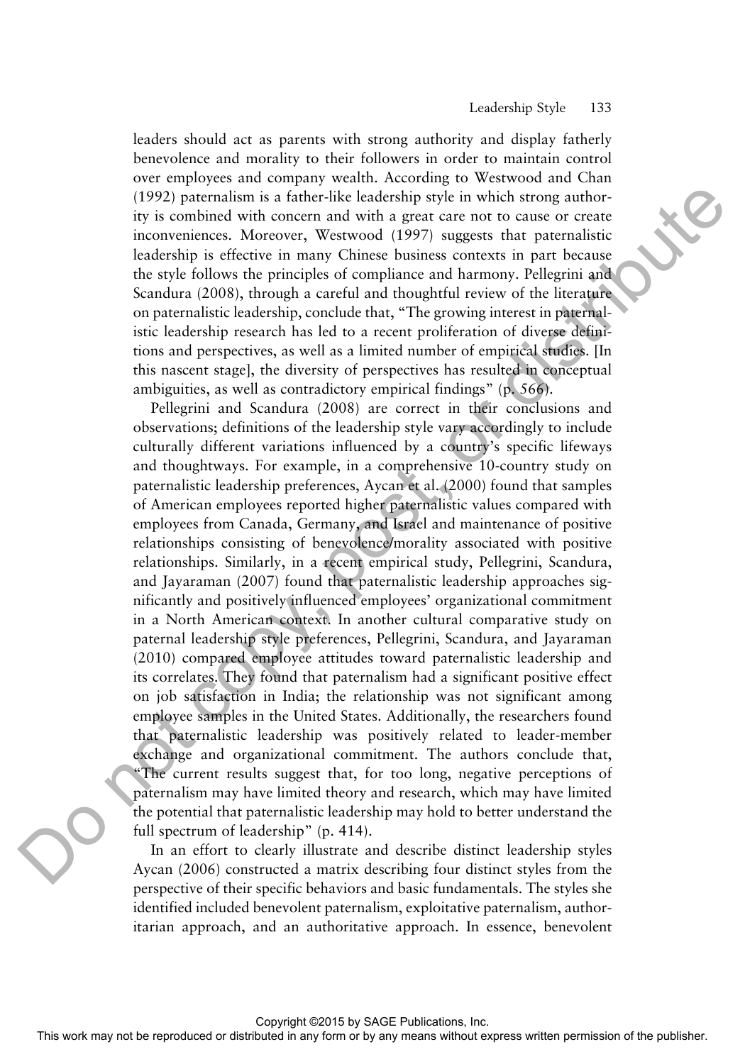leaders should act as parents with strong authority and display fatherly benevolence and morality to their followers in order to maintain control over employees and company wealth. According to Westwood and Chan (1992) paternalism is a father-like leadership style in which strong authority is combined with concern and with a great care not to cause or create inconveniences. Moreover, Westwood (1997) suggests that paternalistic leadership is effective in many Chinese business contexts in part because the style follows the principles of compliance and harmony. Pellegrini and Scandura (2008), through a careful and thoughtful review of the literature on paternalistic leadership, conclude that, "The growing interest in paternalistic leadership research has led to a recent proliferation of diverse definitions and perspectives, as well as a limited number of empirical studies. [In this nascent stage], the diversity of perspectives has resulted in conceptual ambiguities, as well as contradictory empirical findings" (p. 566).

Pellegrini and Scandura (2008) are correct in their conclusions and observations; definitions of the leadership style vary accordingly to include culturally different variations influenced by a country's specific lifeways and thoughtways. For example, in a comprehensive 10-country study on paternalistic leadership preferences, Aycan et al. (2000) found that samples of American employees reported higher paternalistic values compared with employees from Canada, Germany, and Israel and maintenance of positive relationships consisting of benevolence/morality associated with positive relationships. Similarly, in a recent empirical study, Pellegrini, Scandura, and Jayaraman (2007) found that paternalistic leadership approaches significantly and positively influenced employees' organizational commitment in a North American context. In another cultural comparative study on paternal leadership style preferences, Pellegrini, Scandura, and Jayaraman (2010) compared employee attitudes toward paternalistic leadership and its correlates. They found that paternalism had a significant positive effect on job satisfaction in India; the relationship was not significant among employee samples in the United States. Additionally, the researchers found that paternalistic leadership was positively related to leader-member exchange and organizational commitment. The authors conclude that, "The current results suggest that, for too long, negative perceptions of paternalism may have limited theory and research, which may have limited the potential that paternalistic leadership may hold to better understand the full spectrum of leadership" (p. 414).

In an effort to clearly illustrate and describe distinct leadership styles Aycan (2006) constructed a matrix describing four distinct styles from the perspective of their specific behaviors and basic fundamentals. The styles she identified included benevolent paternalism, exploitative paternalism, authoritarian approach, and an authoritative approach. In essence, benevolent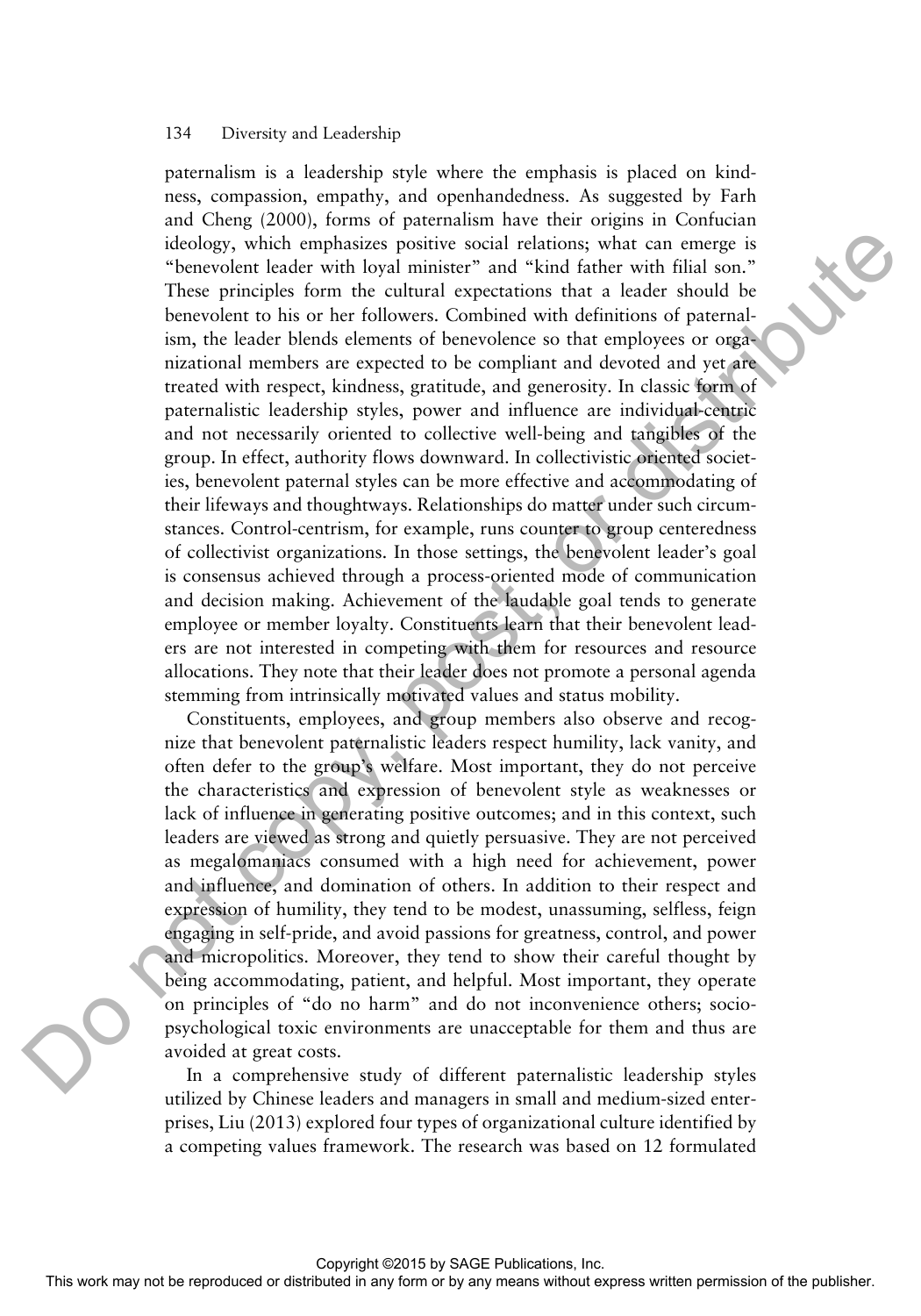paternalism is a leadership style where the emphasis is placed on kindness, compassion, empathy, and openhandedness. As suggested by Farh and Cheng (2000), forms of paternalism have their origins in Confucian ideology, which emphasizes positive social relations; what can emerge is "benevolent leader with loyal minister" and "kind father with filial son." These principles form the cultural expectations that a leader should be benevolent to his or her followers. Combined with definitions of paternalism, the leader blends elements of benevolence so that employees or organizational members are expected to be compliant and devoted and yet are treated with respect, kindness, gratitude, and generosity. In classic form of paternalistic leadership styles, power and influence are individual-centric and not necessarily oriented to collective well-being and tangibles of the group. In effect, authority flows downward. In collectivistic oriented societies, benevolent paternal styles can be more effective and accommodating of their lifeways and thoughtways. Relationships do matter under such circumstances. Control-centrism, for example, runs counter to group centeredness of collectivist organizations. In those settings, the benevolent leader's goal is consensus achieved through a process-oriented mode of communication and decision making. Achievement of the laudable goal tends to generate employee or member loyalty. Constituents learn that their benevolent leaders are not interested in competing with them for resources and resource allocations. They note that their leader does not promote a personal agenda stemming from intrinsically motivated values and status mobility.

Constituents, employees, and group members also observe and recognize that benevolent paternalistic leaders respect humility, lack vanity, and often defer to the group's welfare. Most important, they do not perceive the characteristics and expression of benevolent style as weaknesses or lack of influence in generating positive outcomes; and in this context, such leaders are viewed as strong and quietly persuasive. They are not perceived as megalomaniacs consumed with a high need for achievement, power and influence, and domination of others. In addition to their respect and expression of humility, they tend to be modest, unassuming, selfless, feign engaging in self-pride, and avoid passions for greatness, control, and power and micropolitics. Moreover, they tend to show their careful thought by being accommodating, patient, and helpful. Most important, they operate on principles of "do no harm" and do not inconvenience others; sociopsychological toxic environments are unacceptable for them and thus are avoided at great costs.

In a comprehensive study of different paternalistic leadership styles utilized by Chinese leaders and managers in small and medium-sized enterprises, Liu (2013) explored four types of organizational culture identified by a competing values framework. The research was based on 12 formulated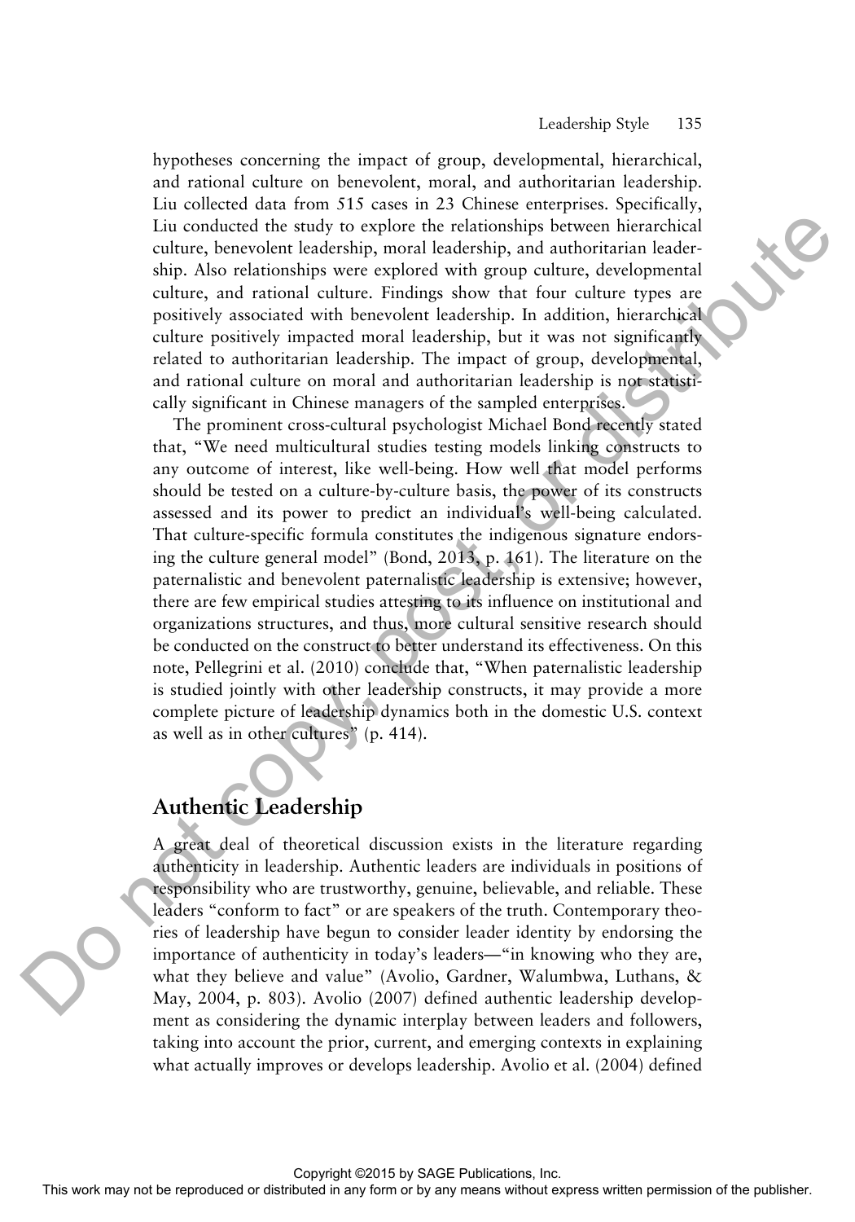hypotheses concerning the impact of group, developmental, hierarchical, and rational culture on benevolent, moral, and authoritarian leadership. Liu collected data from 515 cases in 23 Chinese enterprises. Specifically, Liu conducted the study to explore the relationships between hierarchical culture, benevolent leadership, moral leadership, and authoritarian leadership. Also relationships were explored with group culture, developmental culture, and rational culture. Findings show that four culture types are positively associated with benevolent leadership. In addition, hierarchical culture positively impacted moral leadership, but it was not significantly related to authoritarian leadership. The impact of group, developmental, and rational culture on moral and authoritarian leadership is not statistically significant in Chinese managers of the sampled enterprises.

The prominent cross-cultural psychologist Michael Bond recently stated that, "We need multicultural studies testing models linking constructs to any outcome of interest, like well-being. How well that model performs should be tested on a culture-by-culture basis, the power of its constructs assessed and its power to predict an individual's well-being calculated. That culture-specific formula constitutes the indigenous signature endorsing the culture general model" (Bond, 2013, p. 161). The literature on the paternalistic and benevolent paternalistic leadership is extensive; however, there are few empirical studies attesting to its influence on institutional and organizations structures, and thus, more cultural sensitive research should be conducted on the construct to better understand its effectiveness. On this note, Pellegrini et al. (2010) conclude that, "When paternalistic leadership is studied jointly with other leadership constructs, it may provide a more complete picture of leadership dynamics both in the domestic U.S. context as well as in other cultures" (p. 414).

## Authentic Leadership

A great deal of theoretical discussion exists in the literature regarding authenticity in leadership. Authentic leaders are individuals in positions of responsibility who are trustworthy, genuine, believable, and reliable. These leaders "conform to fact" or are speakers of the truth. Contemporary theories of leadership have begun to consider leader identity by endorsing the importance of authenticity in today's leaders—"in knowing who they are, what they believe and value" (Avolio, Gardner, Walumbwa, Luthans, & May, 2004, p. 803). Avolio (2007) defined authentic leadership development as considering the dynamic interplay between leaders and followers, taking into account the prior, current, and emerging contexts in explaining what actually improves or develops leadership. Avolio et al. (2004) defined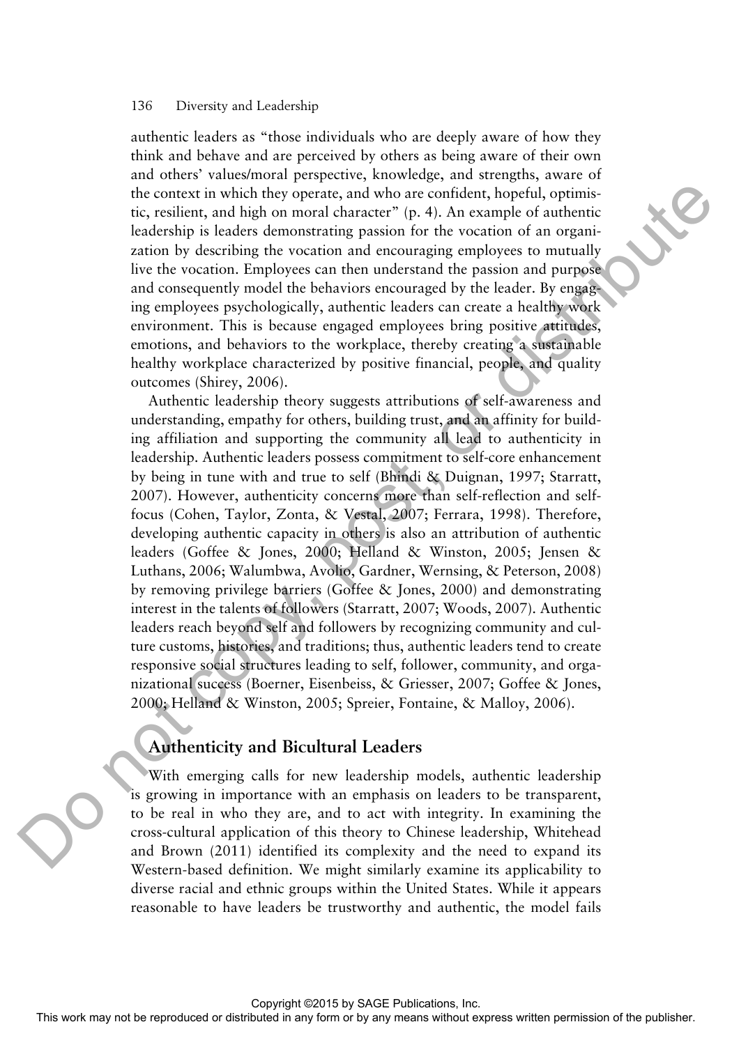authentic leaders as "those individuals who are deeply aware of how they think and behave and are perceived by others as being aware of their own and others' values/moral perspective, knowledge, and strengths, aware of the context in which they operate, and who are confident, hopeful, optimistic, resilient, and high on moral character" (p. 4). An example of authentic leadership is leaders demonstrating passion for the vocation of an organization by describing the vocation and encouraging employees to mutually live the vocation. Employees can then understand the passion and purpose and consequently model the behaviors encouraged by the leader. By engaging employees psychologically, authentic leaders can create a healthy work environment. This is because engaged employees bring positive attitudes, emotions, and behaviors to the workplace, thereby creating a sustainable healthy workplace characterized by positive financial, people, and quality outcomes (Shirey, 2006).

Authentic leadership theory suggests attributions of self-awareness and understanding, empathy for others, building trust, and an affinity for building affiliation and supporting the community all lead to authenticity in leadership. Authentic leaders possess commitment to self-core enhancement by being in tune with and true to self (Bhindi & Duignan, 1997; Starratt, 2007). However, authenticity concerns more than self-reflection and self-focus (Cohen, Taylor, Zonta, & Vestal, 2007; Ferrara, 1998). Therefore, developing authentic capacity in others is also an attribution of authentic leaders (Goffee & Jones, 2000; Helland & Winston, 2005; Jensen & Luthans, 2006; Walumbwa, Avolio, Gardner, Wernsing, & Peterson, 2008) by removing privilege barriers (Goffee & Jones, 2000) and demonstrating interest in the talents of followers (Starratt, 2007; Woods, 2007). Authentic leaders reach beyond self and followers by recognizing community and culture customs, histories, and traditions; thus, authentic leaders tend to create responsive social structures leading to self, follower, community, and organizational success (Boerner, Eisenbeiss, & Griesser, 2007; Goffee & Jones, 2000; Helland & Winston, 2005; Spreier, Fontaine, & Malloy, 2006).

## Authenticity and Bicultural Leaders

With emerging calls for new leadership models, authentic leadership is growing in importance with an emphasis on leaders to be transparent, to be real in who they are, and to act with integrity. In examining the cross-cultural application of this theory to Chinese leadership, Whitehead and Brown (2011) identified its complexity and the need to expand its Western-based definition. We might similarly examine its applicability to diverse racial and ethnic groups within the United States. While it appears reasonable to have leaders be trustworthy and authentic, the model fails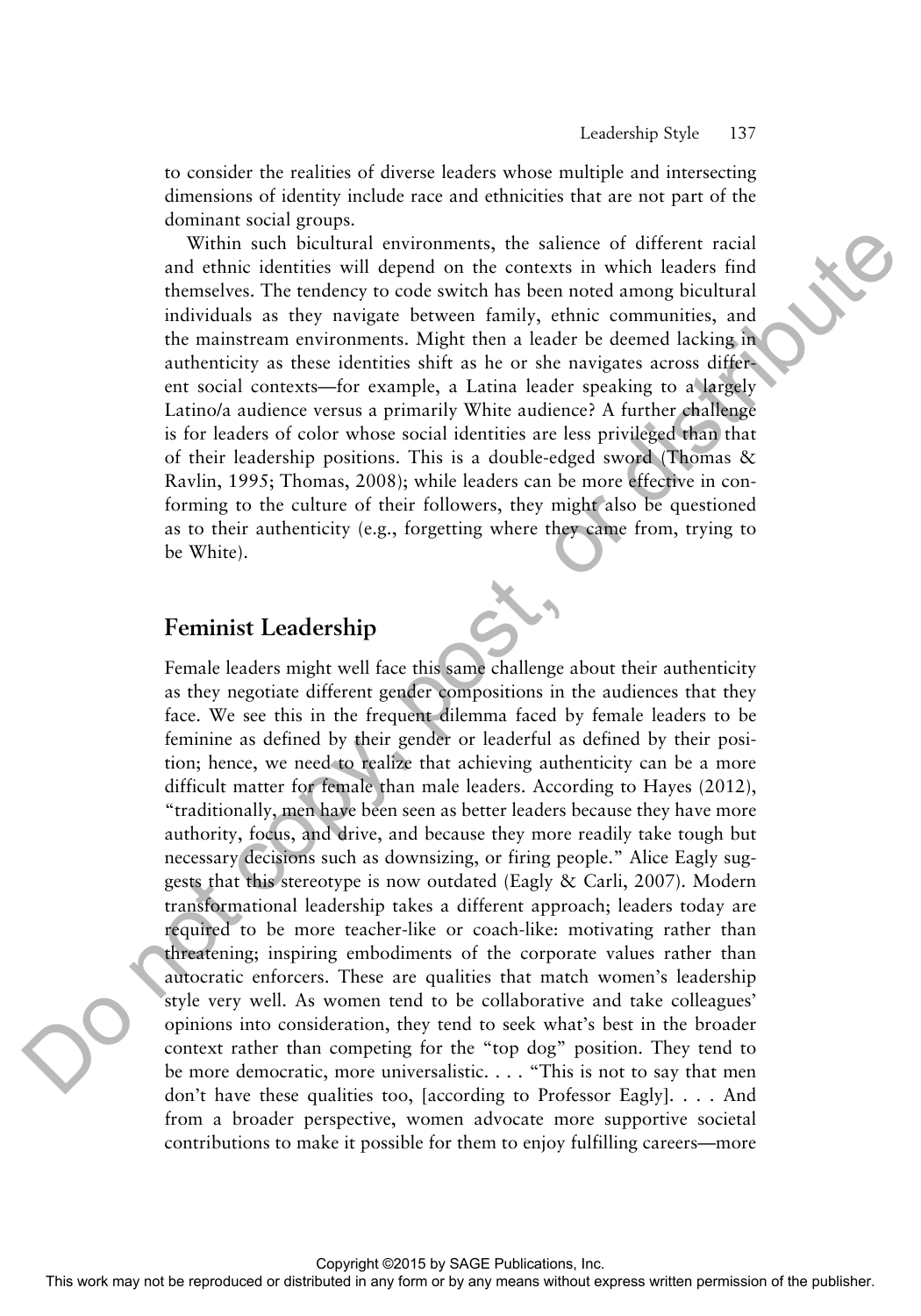to consider the realities of diverse leaders whose multiple and intersecting dimensions of identity include race and ethnicities that are not part of the dominant social groups.

Within such bicultural environments, the salience of different racial and ethnic identities will depend on the contexts in which leaders find themselves. The tendency to code switch has been noted among bicultural individuals as they navigate between family, ethnic communities, and the mainstream environments. Might then a leader be deemed lacking in authenticity as these identities shift as he or she navigates across different social contexts—for example, a Latina leader speaking to a largely Latino/a audience versus a primarily White audience? A further challenge is for leaders of color whose social identities are less privileged than that of their leadership positions. This is a double-edged sword (Thomas & Ravlin, 1995; Thomas, 2008); while leaders can be more effective in conforming to the culture of their followers, they might also be questioned as to their authenticity (e.g., forgetting where they came from, trying to be White).

## Feminist Leadership

Female leaders might well face this same challenge about their authenticity as they negotiate different gender compositions in the audiences that they face. We see this in the frequent dilemma faced by female leaders to be feminine as defined by their gender or leaderful as defined by their position; hence, we need to realize that achieving authenticity can be a more difficult matter for female than male leaders. According to Hayes (2012), "traditionally, men have been seen as better leaders because they have more authority, focus, and drive, and because they more readily take tough but necessary decisions such as downsizing, or firing people." Alice Eagly suggests that this stereotype is now outdated (Eagly & Carli, 2007). Modern transformational leadership takes a different approach; leaders today are required to be more teacher-like or coach-like: motivating rather than threatening; inspiring embodiments of the corporate values rather than autocratic enforcers. These are qualities that match women's leadership style very well. As women tend to be collaborative and take colleagues' opinions into consideration, they tend to seek what's best in the broader context rather than competing for the "top dog" position. They tend to be more democratic, more universalistic. . . . "This is not to say that men don't have these qualities too, [according to Professor Eagly]. . . . And from a broader perspective, women advocate more supportive societal contributions to make it possible for them to enjoy fulfilling careers—more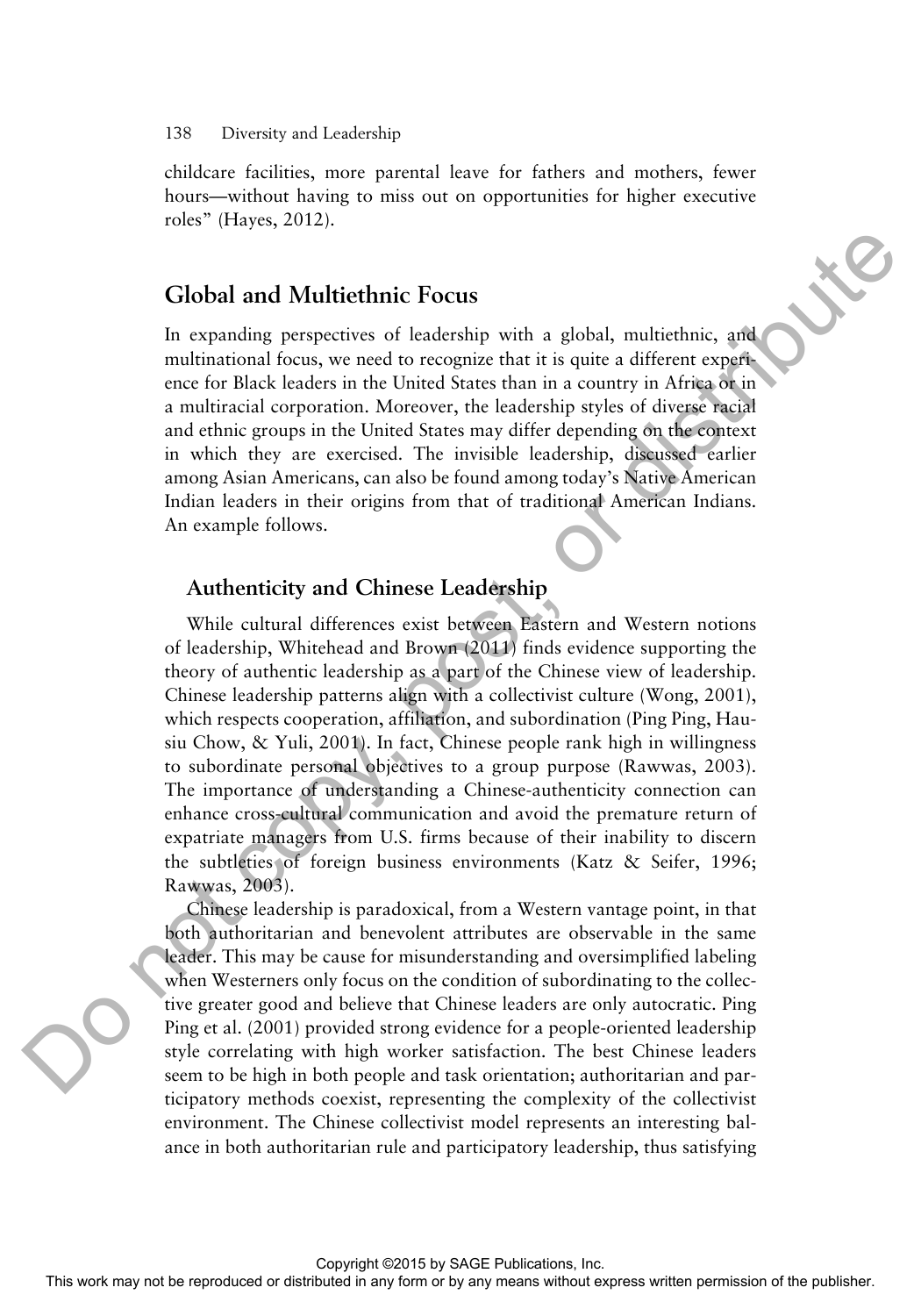childcare facilities, more parental leave for fathers and mothers, fewer hours—without having to miss out on opportunities for higher executive roles" (Hayes, 2012).

## Global and Multiethnic Focus

In expanding perspectives of leadership with a global, multiethnic, and multinational focus, we need to recognize that it is quite a different experience for Black leaders in the United States than in a country in Africa or in a multiracial corporation. Moreover, the leadership styles of diverse racial and ethnic groups in the United States may differ depending on the context in which they are exercised. The invisible leadership, discussed earlier among Asian Americans, can also be found among today's Native American Indian leaders in their origins from that of traditional American Indians. An example follows.

### Authenticity and Chinese Leadership

While cultural differences exist between Eastern and Western notions of leadership, Whitehead and Brown (2011) finds evidence supporting the theory of authentic leadership as a part of the Chinese view of leadership. Chinese leadership patterns align with a collectivist culture (Wong, 2001), which respects cooperation, affiliation, and subordination (Ping Ping, Hau-siu Chow, & Yuli, 2001). In fact, Chinese people rank high in willingness to subordinate personal objectives to a group purpose (Rawwas, 2003). The importance of understanding a Chinese-authenticity connection can enhance cross-cultural communication and avoid the premature return of expatriate managers from U.S. firms because of their inability to discern the subtleties of foreign business environments (Katz & Seifer, 1996; Rawwas, 2003).

Chinese leadership is paradoxical, from a Western vantage point, in that both authoritarian and benevolent attributes are observable in the same leader. This may be cause for misunderstanding and oversimplified labeling when Westerners only focus on the condition of subordinating to the collective greater good and believe that Chinese leaders are only autocratic. Ping Ping et al. (2001) provided strong evidence for a people-oriented leadership style correlating with high worker satisfaction. The best Chinese leaders seem to be high in both people and task orientation; authoritarian and participatory methods coexist, representing the complexity of the collectivist environment. The Chinese collectivist model represents an interesting balance in both authoritarian rule and participatory leadership, thus satisfying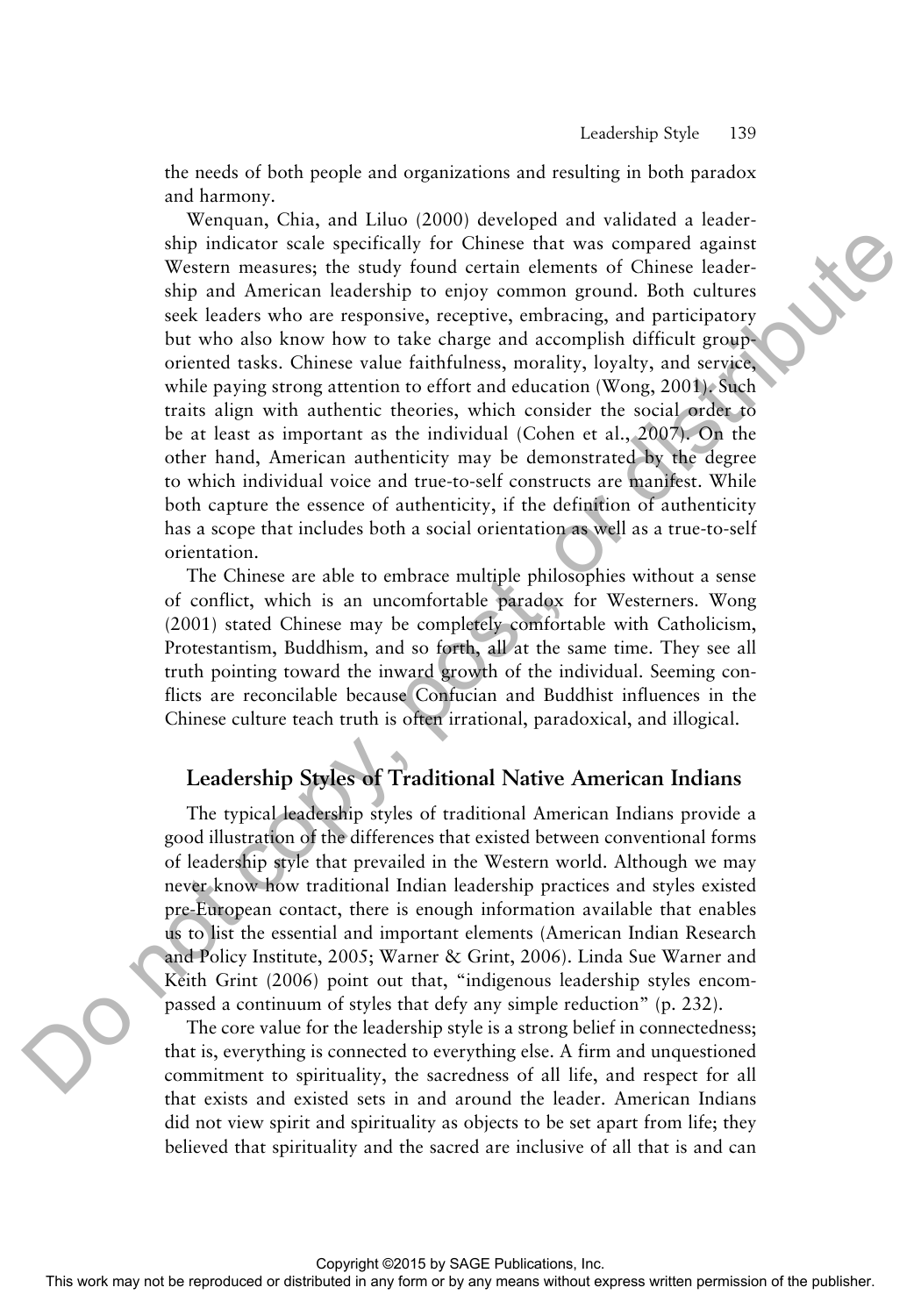the needs of both people and organizations and resulting in both paradox and harmony.

Wenquan, Chia, and Liluo (2000) developed and validated a leadership indicator scale specifically for Chinese that was compared against Western measures; the study found certain elements of Chinese leadership and American leadership to enjoy common ground. Both cultures seek leaders who are responsive, receptive, embracing, and participatory but who also know how to take charge and accomplish difficult group-oriented tasks. Chinese value faithfulness, morality, loyalty, and service, while paying strong attention to effort and education (Wong, 2001). Such traits align with authentic theories, which consider the social order to be at least as important as the individual (Cohen et al., 2007). On the other hand, American authenticity may be demonstrated by the degree to which individual voice and true-to-self constructs are manifest. While both capture the essence of authenticity, if the definition of authenticity has a scope that includes both a social orientation as well as a true-to-self orientation.

The Chinese are able to embrace multiple philosophies without a sense of conflict, which is an uncomfortable paradox for Westerners. Wong (2001) stated Chinese may be completely comfortable with Catholicism, Protestantism, Buddhism, and so forth, all at the same time. They see all truth pointing toward the inward growth of the individual. Seeming conflicts are reconcilable because Confucian and Buddhist influences in the Chinese culture teach truth is often irrational, paradoxical, and illogical.

## Leadership Styles of Traditional Native American Indians

The typical leadership styles of traditional American Indians provide a good illustration of the differences that existed between conventional forms of leadership style that prevailed in the Western world. Although we may never know how traditional Indian leadership practices and styles existed pre-European contact, there is enough information available that enables us to list the essential and important elements (American Indian Research and Policy Institute, 2005; Warner & Grint, 2006). Linda Sue Warner and Keith Grint (2006) point out that, "indigenous leadership styles encompassed a continuum of styles that defy any simple reduction" (p. 232).

The core value for the leadership style is a strong belief in connectedness; that is, everything is connected to everything else. A firm and unquestioned commitment to spirituality, the sacredness of all life, and respect for all that exists and existed sets in and around the leader. American Indians did not view spirit and spirituality as objects to be set apart from life; they believed that spirituality and the sacred are inclusive of all that is and can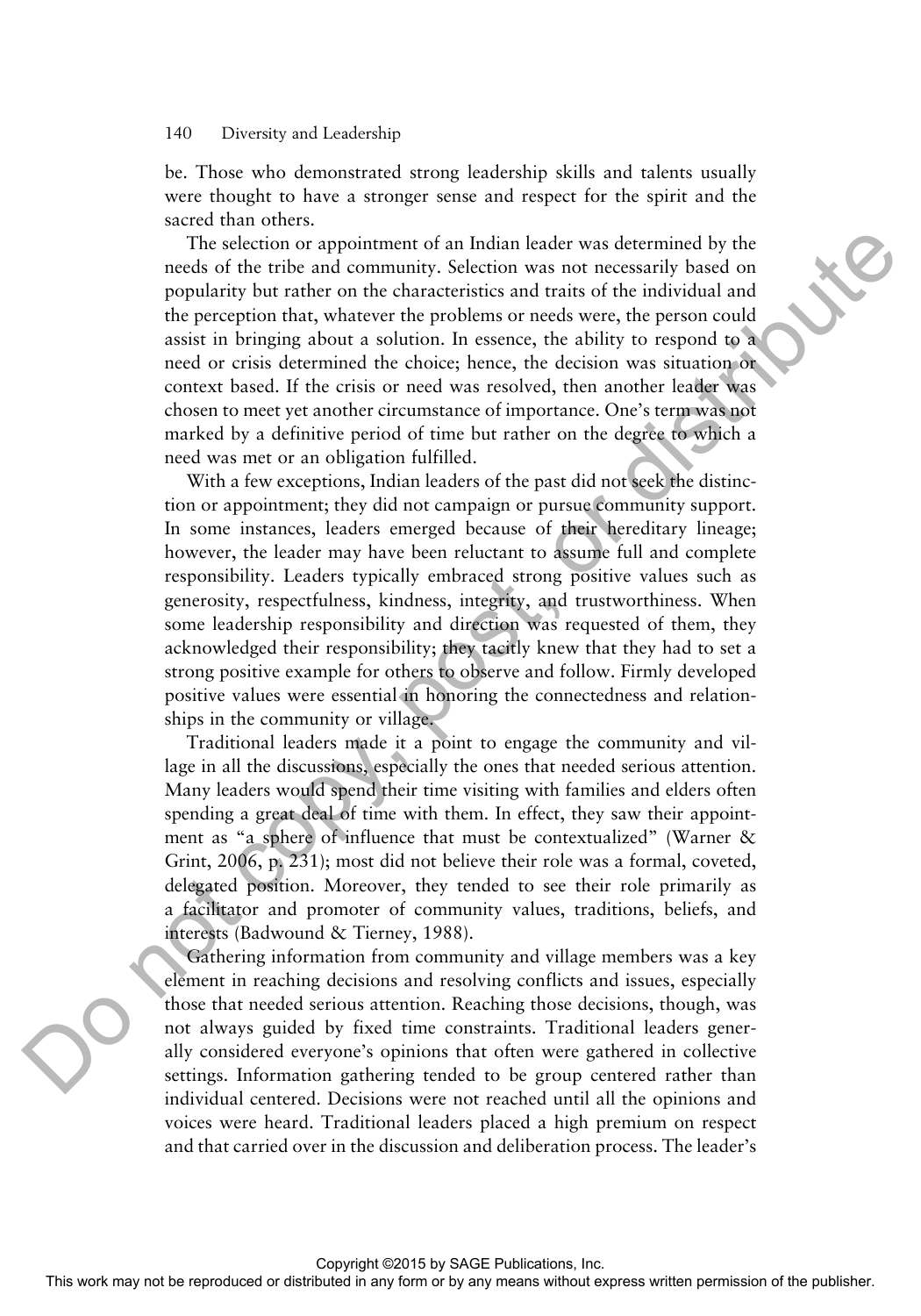be. Those who demonstrated strong leadership skills and talents usually were thought to have a stronger sense and respect for the spirit and the sacred than others.

The selection or appointment of an Indian leader was determined by the needs of the tribe and community. Selection was not necessarily based on popularity but rather on the characteristics and traits of the individual and the perception that, whatever the problems or needs were, the person could assist in bringing about a solution. In essence, the ability to respond to a need or crisis determined the choice; hence, the decision was situation or context based. If the crisis or need was resolved, then another leader was chosen to meet yet another circumstance of importance. One's term was not marked by a definitive period of time but rather on the degree to which a need was met or an obligation fulfilled.

With a few exceptions, Indian leaders of the past did not seek the distinction or appointment; they did not campaign or pursue community support. In some instances, leaders emerged because of their hereditary lineage; however, the leader may have been reluctant to assume full and complete responsibility. Leaders typically embraced strong positive values such as generosity, respectfulness, kindness, integrity, and trustworthiness. When some leadership responsibility and direction was requested of them, they acknowledged their responsibility; they tacitly knew that they had to set a strong positive example for others to observe and follow. Firmly developed positive values were essential in honoring the connectedness and relationships in the community or village.

Traditional leaders made it a point to engage the community and village in all the discussions, especially the ones that needed serious attention. Many leaders would spend their time visiting with families and elders often spending a great deal of time with them. In effect, they saw their appointment as "a sphere of influence that must be contextualized" (Warner & Grint, 2006, p. 231); most did not believe their role was a formal, coveted, delegated position. Moreover, they tended to see their role primarily as a facilitator and promoter of community values, traditions, beliefs, and interests (Badwound & Tierney, 1988).

Gathering information from community and village members was a key element in reaching decisions and resolving conflicts and issues, especially those that needed serious attention. Reaching those decisions, though, was not always guided by fixed time constraints. Traditional leaders generally considered everyone's opinions that often were gathered in collective settings. Information gathering tended to be group centered rather than individual centered. Decisions were not reached until all the opinions and voices were heard. Traditional leaders placed a high premium on respect and that carried over in the discussion and deliberation process. The leader's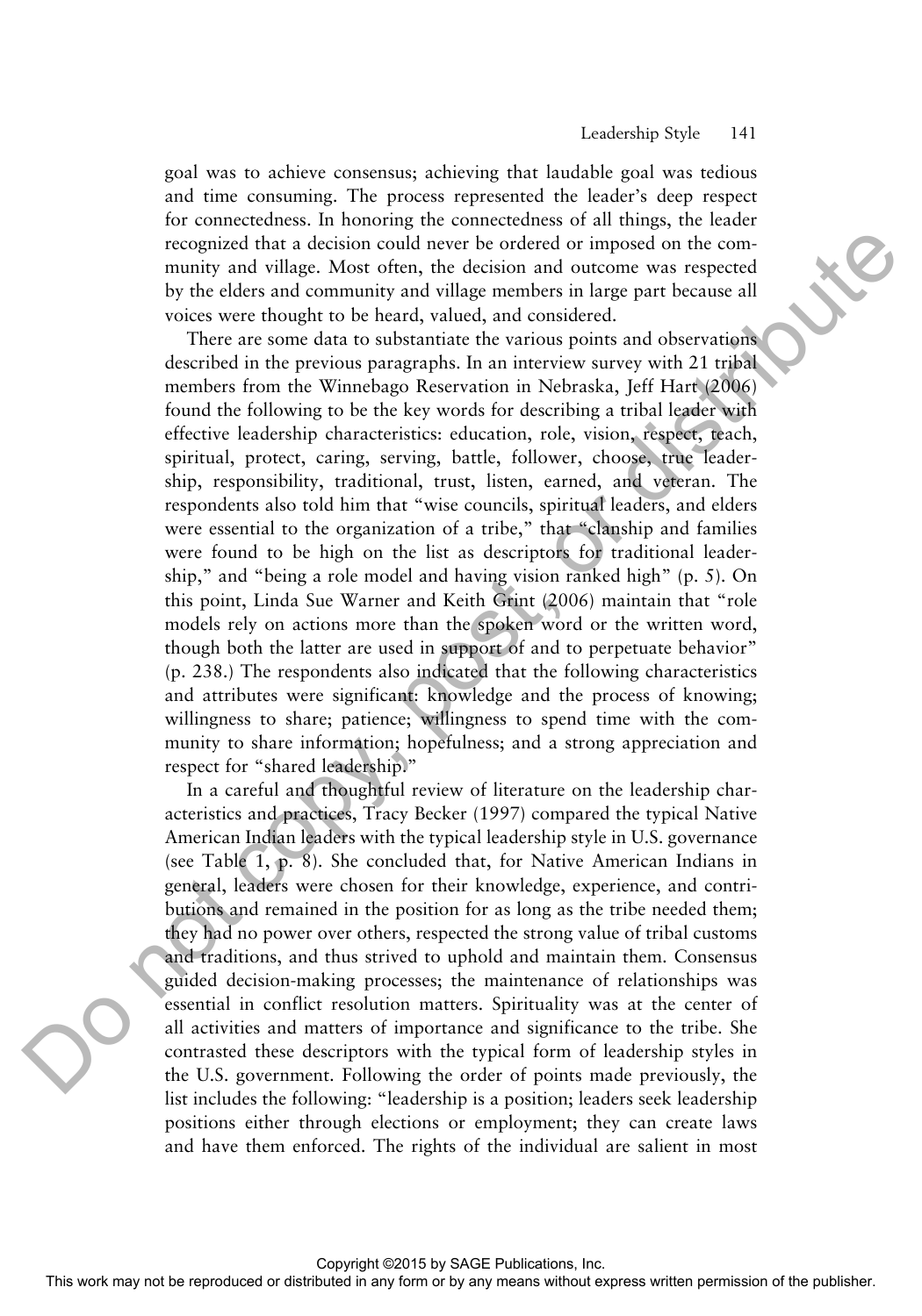goal was to achieve consensus; achieving that laudable goal was tedious and time consuming. The process represented the leader's deep respect for connectedness. In honoring the connectedness of all things, the leader recognized that a decision could never be ordered or imposed on the community and village. Most often, the decision and outcome was respected by the elders and community and village members in large part because all voices were thought to be heard, valued, and considered.

There are some data to substantiate the various points and observations described in the previous paragraphs. In an interview survey with 21 tribal members from the Winnebago Reservation in Nebraska, Jeff Hart (2006) found the following to be the key words for describing a tribal leader with effective leadership characteristics: education, role, vision, respect, teach, spiritual, protect, caring, serving, battle, follower, choose, true leadership, responsibility, traditional, trust, listen, earned, and veteran. The respondents also told him that "wise councils, spiritual leaders, and elders were essential to the organization of a tribe," that "clanship and families were found to be high on the list as descriptors for traditional leadership," and "being a role model and having vision ranked high" (p. 5). On this point, Linda Sue Warner and Keith Grint (2006) maintain that "role models rely on actions more than the spoken word or the written word, though both the latter are used in support of and to perpetuate behavior" (p. 238.) The respondents also indicated that the following characteristics and attributes were significant: knowledge and the process of knowing; willingness to share; patience; willingness to spend time with the community to share information; hopefulness; and a strong appreciation and respect for "shared leadership."

In a careful and thoughtful review of literature on the leadership characteristics and practices, Tracy Becker (1997) compared the typical Native American Indian leaders with the typical leadership style in U.S. governance (see Table 1, p. 8). She concluded that, for Native American Indians in general, leaders were chosen for their knowledge, experience, and contributions and remained in the position for as long as the tribe needed them; they had no power over others, respected the strong value of tribal customs and traditions, and thus strived to uphold and maintain them. Consensus guided decision-making processes; the maintenance of relationships was essential in conflict resolution matters. Spirituality was at the center of all activities and matters of importance and significance to the tribe. She contrasted these descriptors with the typical form of leadership styles in the U.S. government. Following the order of points made previously, the list includes the following: "leadership is a position; leaders seek leadership positions either through elections or employment; they can create laws and have them enforced. The rights of the individual are salient in most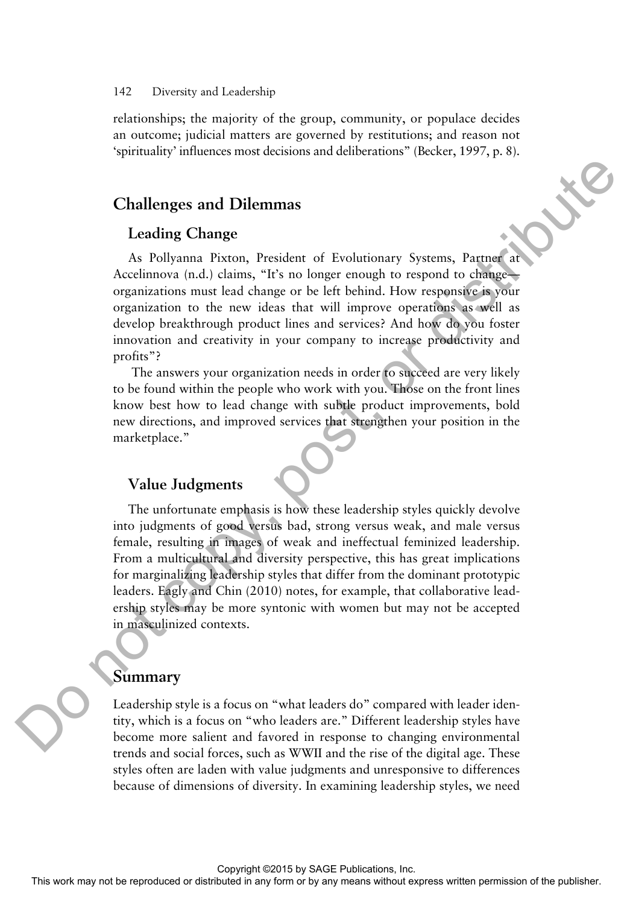relationships; the majority of the group, community, or populace decides an outcome; judicial matters are governed by restitutions; and reason not 'spirituality' influences most decisions and deliberations" (Becker, 1997, p. 8).

## Challenges and Dilemmas

### Leading Change

As Pollyanna Pixton, President of Evolutionary Systems, Partner at Accelinnova (n.d.) claims, "It's no longer enough to respond to change—organizations must lead change or be left behind. How responsive is your organization to the new ideas that will improve operations as well as develop breakthrough product lines and services? And how do you foster innovation and creativity in your company to increase productivity and profits"?

The answers your organization needs in order to succeed are very likely to be found within the people who work with you. Those on the front lines know best how to lead change with subtle product improvements, bold new directions, and improved services that strengthen your position in the marketplace."

### Value Judgments

The unfortunate emphasis is how these leadership styles quickly devolve into judgments of good versus bad, strong versus weak, and male versus female, resulting in images of weak and ineffectual feminized leadership. From a multicultural and diversity perspective, this has great implications for marginalizing leadership styles that differ from the dominant prototypic leaders. Eagly and Chin (2010) notes, for example, that collaborative leadership styles may be more syntonic with women but may not be accepted in masculinized contexts.

## Summary

Leadership style is a focus on "what leaders do" compared with leader identity, which is a focus on "who leaders are." Different leadership styles have become more salient and favored in response to changing environmental trends and social forces, such as WWII and the rise of the digital age. These styles often are laden with value judgments and unresponsive to differences because of dimensions of diversity. In examining leadership styles, we need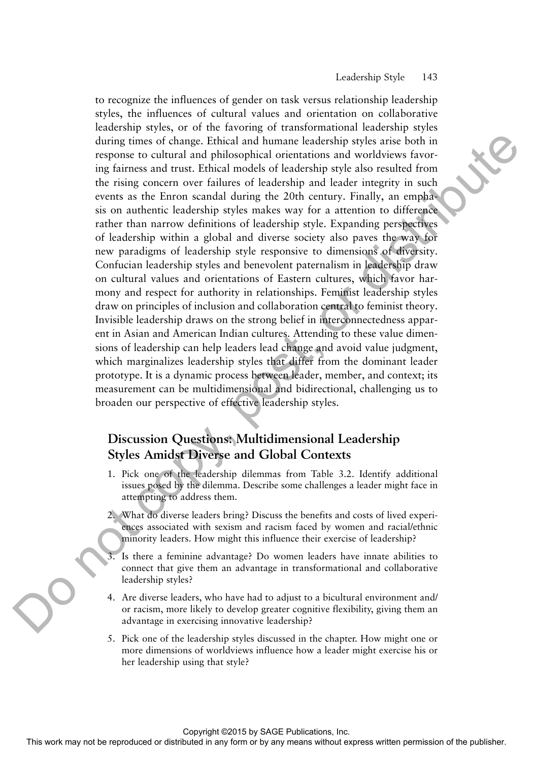to recognize the influences of gender on task versus relationship leadership styles, the influences of cultural values and orientation on collaborative leadership styles, or of the favoring of transformational leadership styles during times of change. Ethical and humane leadership styles arise both in response to cultural and philosophical orientations and worldviews favoring fairness and trust. Ethical models of leadership style also resulted from the rising concern over failures of leadership and leader integrity in such events as the Enron scandal during the 20th century. Finally, an emphasis on authentic leadership styles makes way for a attention to difference rather than narrow definitions of leadership style. Expanding perspectives of leadership within a global and diverse society also paves the way for new paradigms of leadership style responsive to dimensions of diversity. Confucian leadership styles and benevolent paternalism in leadership draw on cultural values and orientations of Eastern cultures, which favor harmony and respect for authority in relationships. Feminist leadership styles draw on principles of inclusion and collaboration central to feminist theory. Invisible leadership draws on the strong belief in interconnectedness apparent in Asian and American Indian cultures. Attending to these value dimensions of leadership can help leaders lead change and avoid value judgment, which marginalizes leadership styles that differ from the dominant leader prototype. It is a dynamic process between leader, member, and context; its measurement can be multidimensional and bidirectional, challenging us to broaden our perspective of effective leadership styles.

## Discussion Questions: Multidimensional Leadership Styles Amidst Diverse and Global Contexts

1. Pick one of the leadership dilemmas from Table 3.2. Identify additional issues posed by the dilemma. Describe some challenges a leader might face in attempting to address them.
2. What do diverse leaders bring? Discuss the benefits and costs of lived experiences associated with sexism and racism faced by women and racial/ethnic minority leaders. How might this influence their exercise of leadership?
3. Is there a feminine advantage? Do women leaders have innate abilities to connect that give them an advantage in transformational and collaborative leadership styles?
4. Are diverse leaders, who have had to adjust to a bicultural environment and/or racism, more likely to develop greater cognitive flexibility, giving them an advantage in exercising innovative leadership?
5. Pick one of the leadership styles discussed in the chapter. How might one or more dimensions of worldviews influence how a leader might exercise his or her leadership using that style?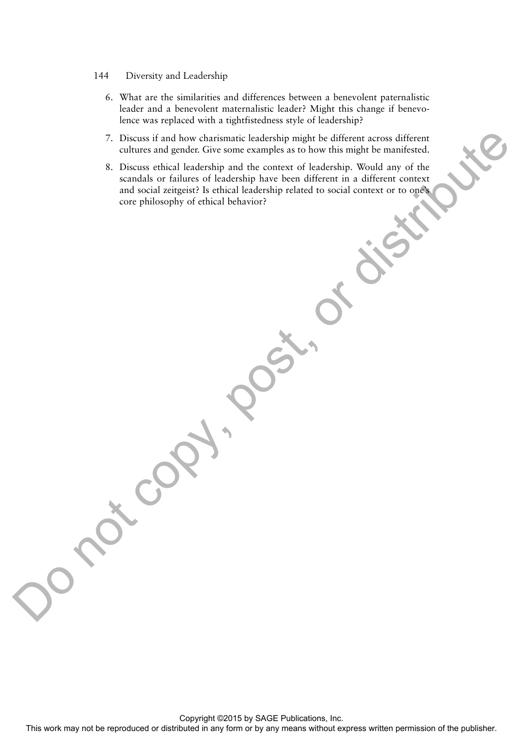6. What are the similarities and differences between a benevolent paternalistic leader and a benevolent maternalistic leader? Might this change if benevolence was replaced with a tightfistedness style of leadership?
7. Discuss if and how charismatic leadership might be different across different cultures and gender. Give some examples as to how this might be manifested.
8. Discuss ethical leadership and the context of leadership. Would any of the scandals or failures of leadership have been different in a different context and social zeitgeist? Is ethical leadership related to social context or to one's core philosophy of ethical behavior?